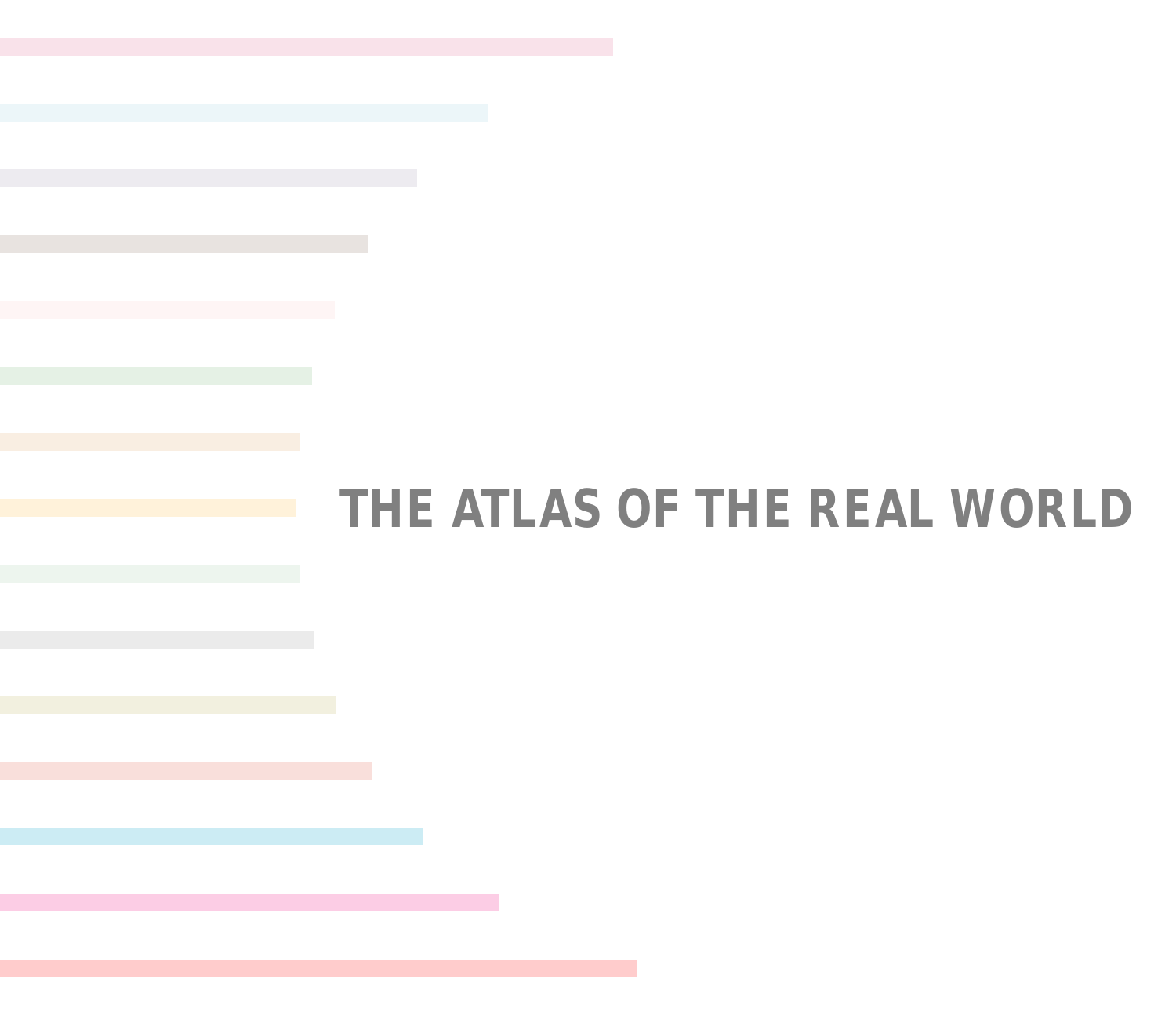# THE ATLAS OF THE REAL WORLD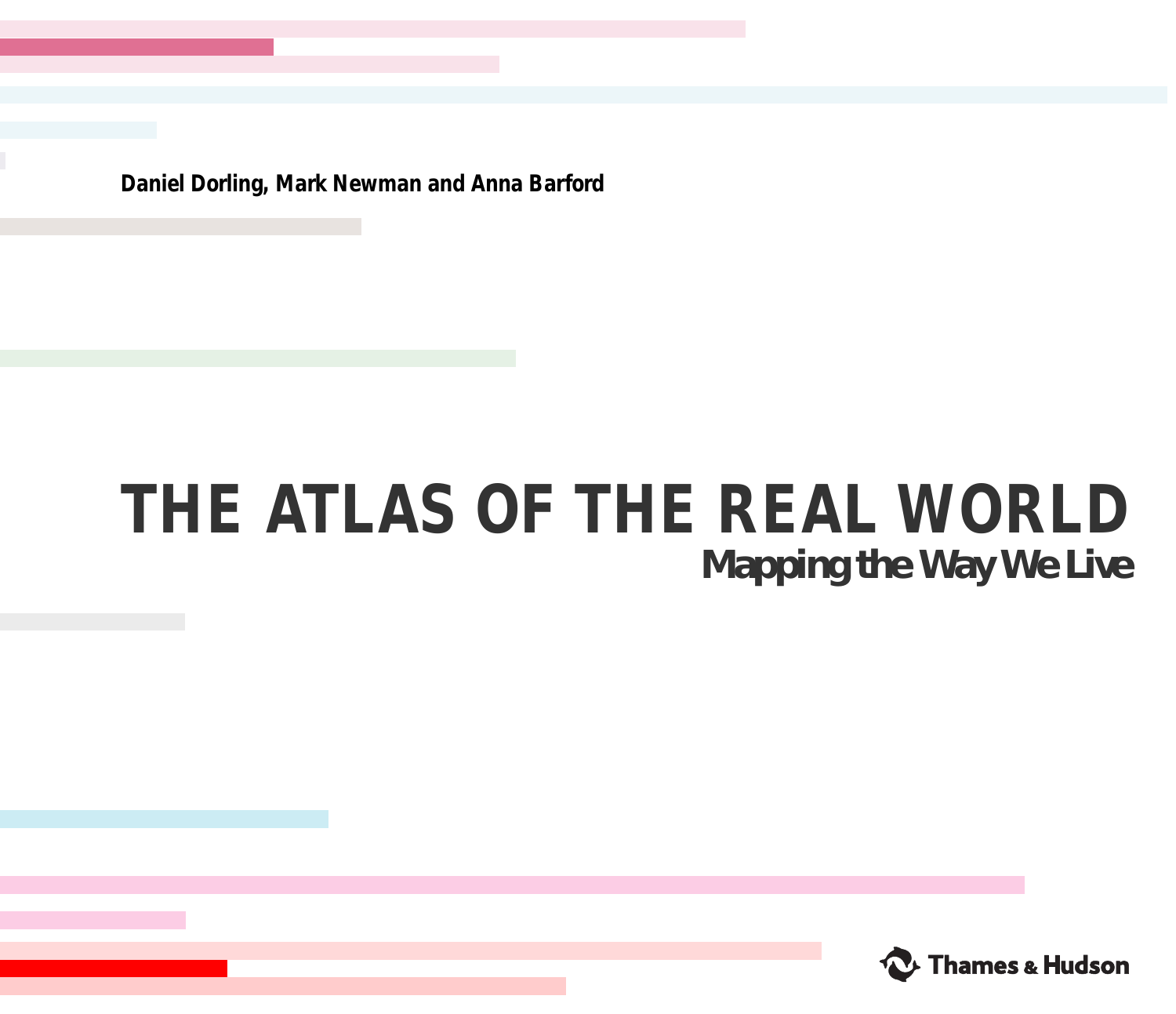**Daniel Dorling, Mark Newman and Anna Barford**

# THE ATLAS OF THE REAL WORLD

## Mapping the Way We Live

Thames & Hudson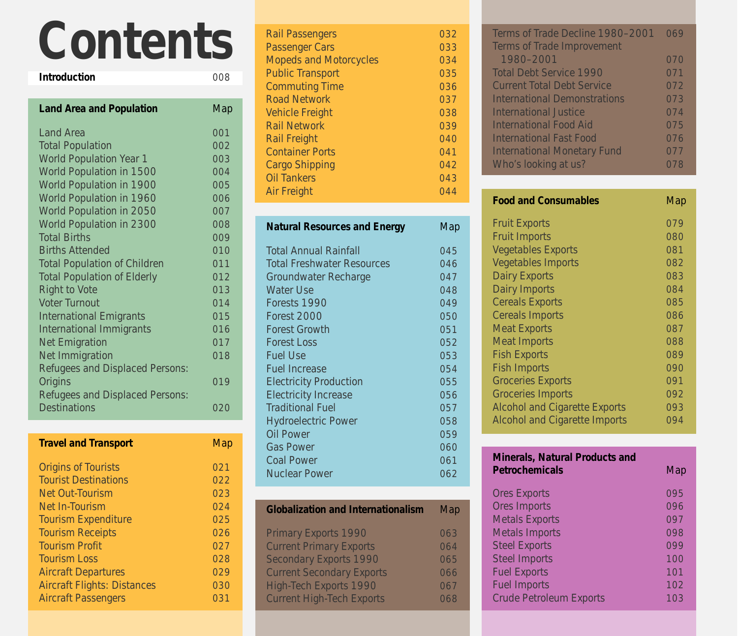# Contents

| Introduction | 008 |
|---|---|

| Land Area and Population | Map |
|---|---|
| Land Area | 001 |
| Total Population | 002 |
| World Population Year 1 | 003 |
| World Population in 1500 | 004 |
| World Population in 1900 | 005 |
| World Population in 1960 | 006 |
| World Population in 2050 | 007 |
| World Population in 2300 | 008 |
| Total Births | 009 |
| Births Attended | 010 |
| Total Population of Children | 011 |
| Total Population of Elderly | 012 |
| Right to Vote | 013 |
| Voter Turnout | 014 |
| International Emigrants | 015 |
| International Immigrants | 016 |
| Net Emigration | 017 |
| Net Immigration | 018 |
| Refugees and Displaced Persons: Origins | 019 |
| Refugees and Displaced Persons: Destinations | 020 |

| Travel and Transport | Map |
|---|---|
| Origins of Tourists | 021 |
| Tourist Destinations | 022 |
| Net Out-Tourism | 023 |
| Net In-Tourism | 024 |
| Tourism Expenditure | 025 |
| Tourism Receipts | 026 |
| Tourism Profit | 027 |
| Tourism Loss | 028 |
| Aircraft Departures | 029 |
| Aircraft Flights: Distances | 030 |
| Aircraft Passengers | 031 |
| Rail Passengers | 032 |
| Passenger Cars | 033 |
| Mopeds and Motorcycles | 034 |
| Public Transport | 035 |
| Commuting Time | 036 |
| Road Network | 037 |
| Vehicle Freight | 038 |
| Rail Network | 039 |
| Rail Freight | 040 |
| Container Ports | 041 |
| Cargo Shipping | 042 |
| Oil Tankers | 043 |
| Air Freight | 044 |

| Natural Resources and Energy | Map |
|---|---|
| Total Annual Rainfall | 045 |
| Total Freshwater Resources | 046 |
| Groundwater Recharge | 047 |
| Water Use | 048 |
| Forests 1990 | 049 |
| Forest 2000 | 050 |
| Forest Growth | 051 |
| Forest Loss | 052 |
| Fuel Use | 053 |
| Fuel Increase | 054 |
| Electricity Production | 055 |
| Electricity Increase | 056 |
| Traditional Fuel | 057 |
| Hydroelectric Power | 058 |
| Oil Power | 059 |
| Gas Power | 060 |
| Coal Power | 061 |
| Nuclear Power | 062 |

| Globalization and Internationalism | Map |
|---|---|
| Primary Exports 1990 | 063 |
| Current Primary Exports | 064 |
| Secondary Exports 1990 | 065 |
| Current Secondary Exports | 066 |
| High-Tech Exports 1990 | 067 |
| Current High-Tech Exports | 068 |
| Terms of Trade Decline 1980–2001 | 069 |
| Terms of Trade Improvement 1980–2001 | 070 |
| Total Debt Service 1990 | 071 |
| Current Total Debt Service | 072 |
| International Demonstrations | 073 |
| International Justice | 074 |
| International Food Aid | 075 |
| International Fast Food | 076 |
| International Monetary Fund | 077 |
| Who's looking at us? | 078 |

| Food and Consumables | Map |
|---|---|
| Fruit Exports | 079 |
| Fruit Imports | 080 |
| Vegetables Exports | 081 |
| Vegetables Imports | 082 |
| Dairy Exports | 083 |
| Dairy Imports | 084 |
| Cereals Exports | 085 |
| Cereals Imports | 086 |
| Meat Exports | 087 |
| Meat Imports | 088 |
| Fish Exports | 089 |
| Fish Imports | 090 |
| Groceries Exports | 091 |
| Groceries Imports | 092 |
| Alcohol and Cigarette Exports | 093 |
| Alcohol and Cigarette Imports | 094 |

| Minerals, Natural Products and Petrochemicals | Map |
|---|---|
| Ores Exports | 095 |
| Ores Imports | 096 |
| Metals Exports | 097 |
| Metals Imports | 098 |
| Steel Exports | 099 |
| Steel Imports | 100 |
| Fuel Exports | 101 |
| Fuel Imports | 102 |
| Crude Petroleum Exports | 103 |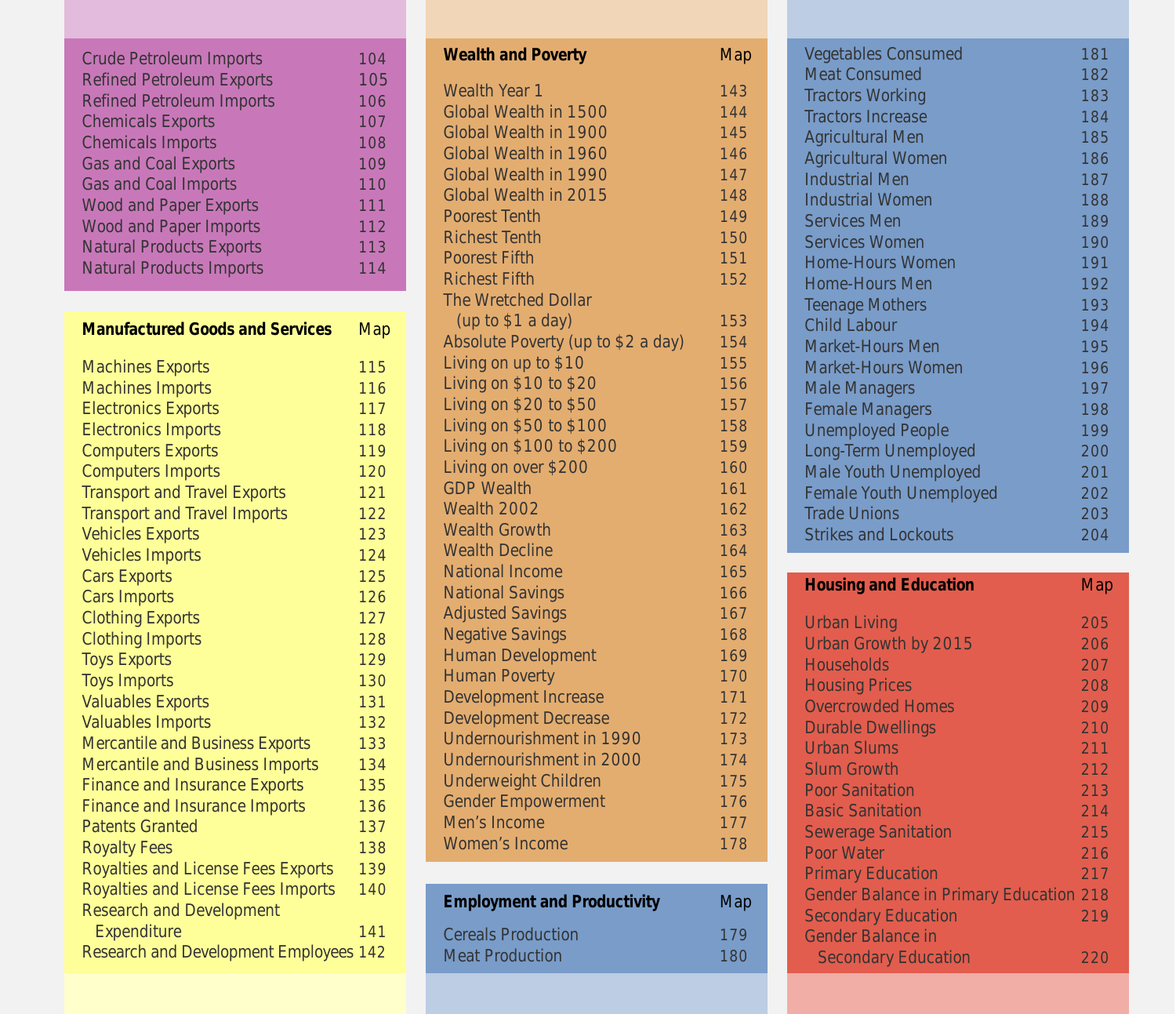| | Map |
|---|---|
| Crude Petroleum Imports | 104 |
| Refined Petroleum Exports | 105 |
| Refined Petroleum Imports | 106 |
| Chemicals Exports | 107 |
| Chemicals Imports | 108 |
| Gas and Coal Exports | 109 |
| Gas and Coal Imports | 110 |
| Wood and Paper Exports | 111 |
| Wood and Paper Imports | 112 |
| Natural Products Exports | 113 |
| Natural Products Imports | 114 |

| **Manufactured Goods and Services** | Map |
|---|---|
| Machines Exports | 115 |
| Machines Imports | 116 |
| Electronics Exports | 117 |
| Electronics Imports | 118 |
| Computers Exports | 119 |
| Computers Imports | 120 |
| Transport and Travel Exports | 121 |
| Transport and Travel Imports | 122 |
| Vehicles Exports | 123 |
| Vehicles Imports | 124 |
| Cars Exports | 125 |
| Cars Imports | 126 |
| Clothing Exports | 127 |
| Clothing Imports | 128 |
| Toys Exports | 129 |
| Toys Imports | 130 |
| Valuables Exports | 131 |
| Valuables Imports | 132 |
| Mercantile and Business Exports | 133 |
| Mercantile and Business Imports | 134 |
| Finance and Insurance Exports | 135 |
| Finance and Insurance Imports | 136 |
| Patents Granted | 137 |
| Royalty Fees | 138 |
| Royalties and License Fees Exports | 139 |
| Royalties and License Fees Imports | 140 |
| Research and Development Expenditure | 141 |
| Research and Development Employees | 142 |

| **Wealth and Poverty** | Map |
|---|---|
| Wealth Year 1 | 143 |
| Global Wealth in 1500 | 144 |
| Global Wealth in 1900 | 145 |
| Global Wealth in 1960 | 146 |
| Global Wealth in 1990 | 147 |
| Global Wealth in 2015 | 148 |
| Poorest Tenth | 149 |
| Richest Tenth | 150 |
| Poorest Fifth | 151 |
| Richest Fifth | 152 |
| The Wretched Dollar (up to $1 a day) | 153 |
| Absolute Poverty (up to $2 a day) | 154 |
| Living on up to $10 | 155 |
| Living on $10 to $20 | 156 |
| Living on $20 to $50 | 157 |
| Living on $50 to $100 | 158 |
| Living on $100 to $200 | 159 |
| Living on over $200 | 160 |
| GDP Wealth | 161 |
| Wealth 2002 | 162 |
| Wealth Growth | 163 |
| Wealth Decline | 164 |
| National Income | 165 |
| National Savings | 166 |
| Adjusted Savings | 167 |
| Negative Savings | 168 |
| Human Development | 169 |
| Human Poverty | 170 |
| Development Increase | 171 |
| Development Decrease | 172 |
| Undernourishment in 1990 | 173 |
| Undernourishment in 2000 | 174 |
| Underweight Children | 175 |
| Gender Empowerment | 176 |
| Men's Income | 177 |
| Women's Income | 178 |

| **Employment and Productivity** | Map |
|---|---|
| Cereals Production | 179 |
| Meat Production | 180 |
| Vegetables Consumed | 181 |
| Meat Consumed | 182 |
| Tractors Working | 183 |
| Tractors Increase | 184 |
| Agricultural Men | 185 |
| Agricultural Women | 186 |
| Industrial Men | 187 |
| Industrial Women | 188 |
| Services Men | 189 |
| Services Women | 190 |
| Home-Hours Women | 191 |
| Home-Hours Men | 192 |
| Teenage Mothers | 193 |
| Child Labour | 194 |
| Market-Hours Men | 195 |
| Market-Hours Women | 196 |
| Male Managers | 197 |
| Female Managers | 198 |
| Unemployed People | 199 |
| Long-Term Unemployed | 200 |
| Male Youth Unemployed | 201 |
| Female Youth Unemployed | 202 |
| Trade Unions | 203 |
| Strikes and Lockouts | 204 |

| **Housing and Education** | Map |
|---|---|
| Urban Living | 205 |
| Urban Growth by 2015 | 206 |
| Households | 207 |
| Housing Prices | 208 |
| Overcrowded Homes | 209 |
| Durable Dwellings | 210 |
| Urban Slums | 211 |
| Slum Growth | 212 |
| Poor Sanitation | 213 |
| Basic Sanitation | 214 |
| Sewerage Sanitation | 215 |
| Poor Water | 216 |
| Primary Education | 217 |
| Gender Balance in Primary Education | 218 |
| Secondary Education | 219 |
| Gender Balance in Secondary Education | 220 |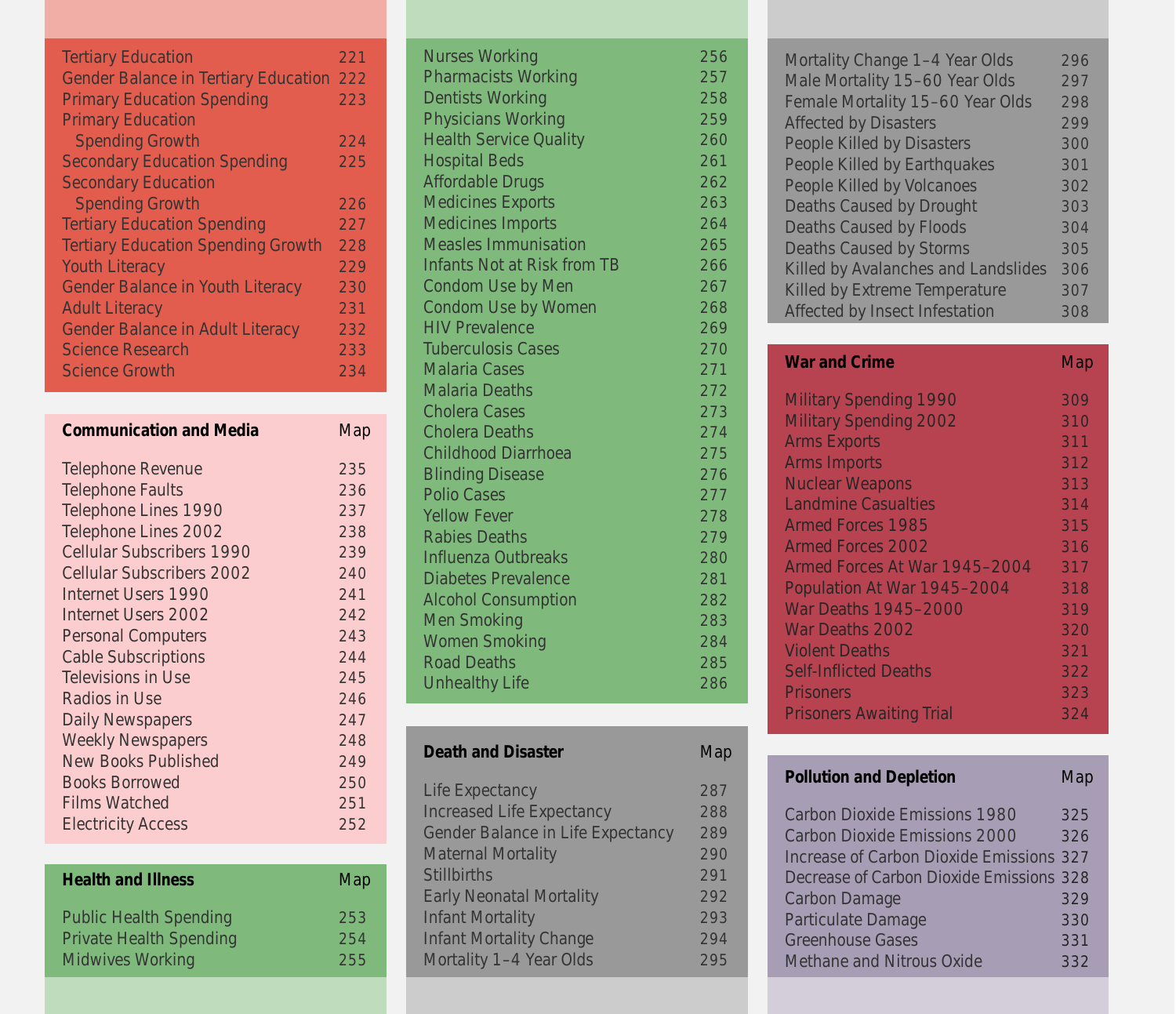| | Map |
|---|---|
| Tertiary Education | 221 |
| Gender Balance in Tertiary Education | 222 |
| Primary Education Spending | 223 |
| Primary Education Spending Growth | 224 |
| Secondary Education Spending | 225 |
| Secondary Education Spending Growth | 226 |
| Tertiary Education Spending | 227 |
| Tertiary Education Spending Growth | 228 |
| Youth Literacy | 229 |
| Gender Balance in Youth Literacy | 230 |
| Adult Literacy | 231 |
| Gender Balance in Adult Literacy | 232 |
| Science Research | 233 |
| Science Growth | 234 |

| **Communication and Media** | Map |
|---|---|
| Telephone Revenue | 235 |
| Telephone Faults | 236 |
| Telephone Lines 1990 | 237 |
| Telephone Lines 2002 | 238 |
| Cellular Subscribers 1990 | 239 |
| Cellular Subscribers 2002 | 240 |
| Internet Users 1990 | 241 |
| Internet Users 2002 | 242 |
| Personal Computers | 243 |
| Cable Subscriptions | 244 |
| Televisions in Use | 245 |
| Radios in Use | 246 |
| Daily Newspapers | 247 |
| Weekly Newspapers | 248 |
| New Books Published | 249 |
| Books Borrowed | 250 |
| Films Watched | 251 |
| Electricity Access | 252 |

| **Health and Illness** | Map |
|---|---|
| Public Health Spending | 253 |
| Private Health Spending | 254 |
| Midwives Working | 255 |
| Nurses Working | 256 |
| Pharmacists Working | 257 |
| Dentists Working | 258 |
| Physicians Working | 259 |
| Health Service Quality | 260 |
| Hospital Beds | 261 |
| Affordable Drugs | 262 |
| Medicines Exports | 263 |
| Medicines Imports | 264 |
| Measles Immunisation | 265 |
| Infants Not at Risk from TB | 266 |
| Condom Use by Men | 267 |
| Condom Use by Women | 268 |
| HIV Prevalence | 269 |
| Tuberculosis Cases | 270 |
| Malaria Cases | 271 |
| Malaria Deaths | 272 |
| Cholera Cases | 273 |
| Cholera Deaths | 274 |
| Childhood Diarrhoea | 275 |
| Blinding Disease | 276 |
| Polio Cases | 277 |
| Yellow Fever | 278 |
| Rabies Deaths | 279 |
| Influenza Outbreaks | 280 |
| Diabetes Prevalence | 281 |
| Alcohol Consumption | 282 |
| Men Smoking | 283 |
| Women Smoking | 284 |
| Road Deaths | 285 |
| Unhealthy Life | 286 |

| **Death and Disaster** | Map |
|---|---|
| Life Expectancy | 287 |
| Increased Life Expectancy | 288 |
| Gender Balance in Life Expectancy | 289 |
| Maternal Mortality | 290 |
| Stillbirths | 291 |
| Early Neonatal Mortality | 292 |
| Infant Mortality | 293 |
| Infant Mortality Change | 294 |
| Mortality 1–4 Year Olds | 295 |
| Mortality Change 1–4 Year Olds | 296 |
| Male Mortality 15–60 Year Olds | 297 |
| Female Mortality 15–60 Year Olds | 298 |
| Affected by Disasters | 299 |
| People Killed by Disasters | 300 |
| People Killed by Earthquakes | 301 |
| People Killed by Volcanoes | 302 |
| Deaths Caused by Drought | 303 |
| Deaths Caused by Floods | 304 |
| Deaths Caused by Storms | 305 |
| Killed by Avalanches and Landslides | 306 |
| Killed by Extreme Temperature | 307 |
| Affected by Insect Infestation | 308 |

| **War and Crime** | Map |
|---|---|
| Military Spending 1990 | 309 |
| Military Spending 2002 | 310 |
| Arms Exports | 311 |
| Arms Imports | 312 |
| Nuclear Weapons | 313 |
| Landmine Casualties | 314 |
| Armed Forces 1985 | 315 |
| Armed Forces 2002 | 316 |
| Armed Forces At War 1945–2004 | 317 |
| Population At War 1945–2004 | 318 |
| War Deaths 1945–2000 | 319 |
| War Deaths 2002 | 320 |
| Violent Deaths | 321 |
| Self-Inflicted Deaths | 322 |
| Prisoners | 323 |
| Prisoners Awaiting Trial | 324 |

| **Pollution and Depletion** | Map |
|---|---|
| Carbon Dioxide Emissions 1980 | 325 |
| Carbon Dioxide Emissions 2000 | 326 |
| Increase of Carbon Dioxide Emissions | 327 |
| Decrease of Carbon Dioxide Emissions | 328 |
| Carbon Damage | 329 |
| Particulate Damage | 330 |
| Greenhouse Gases | 331 |
| Methane and Nitrous Oxide | 332 |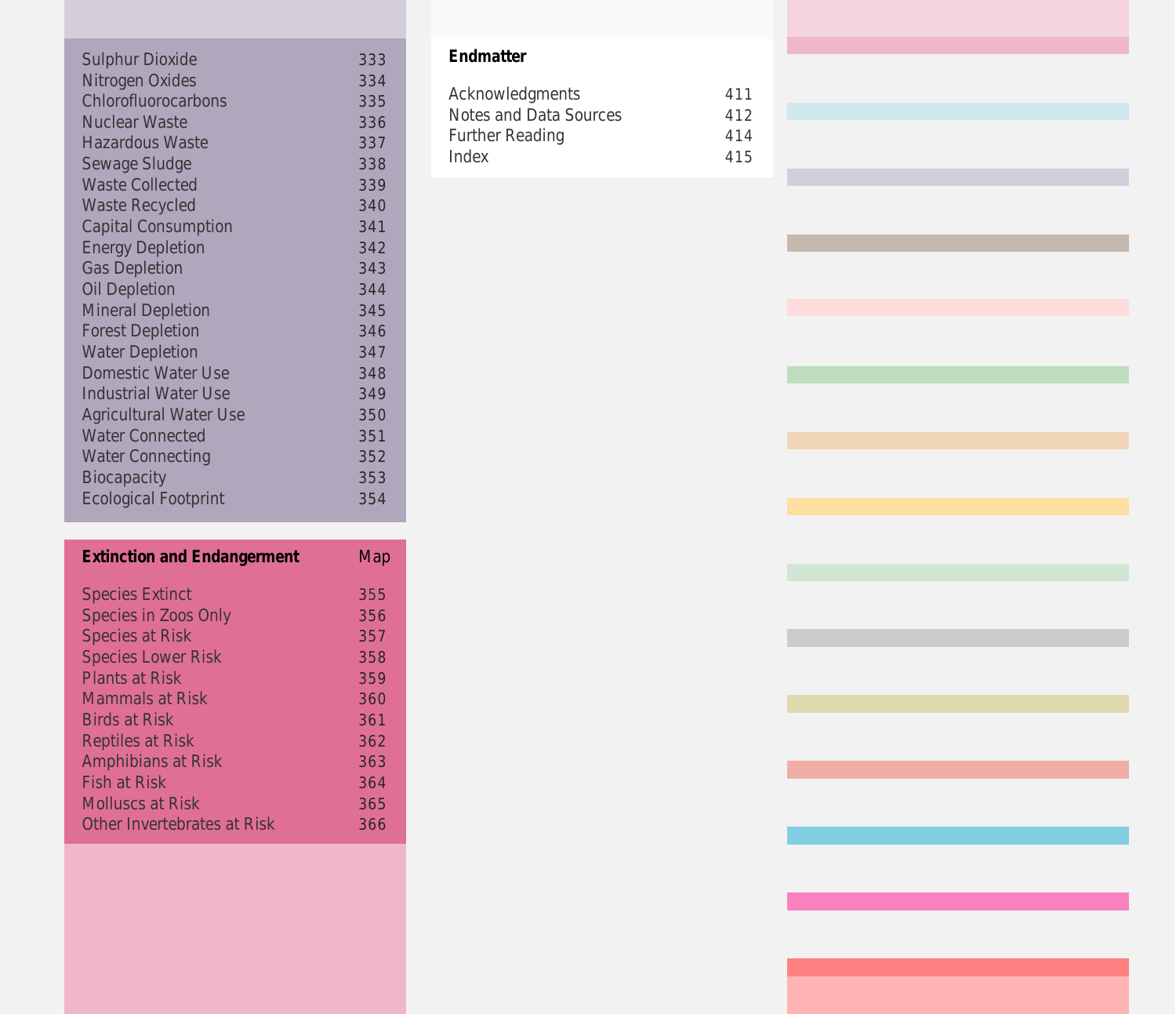| | |
|---|---|
| Sulphur Dioxide | 333 |
| Nitrogen Oxides | 334 |
| Chlorofluorocarbons | 335 |
| Nuclear Waste | 336 |
| Hazardous Waste | 337 |
| Sewage Sludge | 338 |
| Waste Collected | 339 |
| Waste Recycled | 340 |
| Capital Consumption | 341 |
| Energy Depletion | 342 |
| Gas Depletion | 343 |
| Oil Depletion | 344 |
| Mineral Depletion | 345 |
| Forest Depletion | 346 |
| Water Depletion | 347 |
| Domestic Water Use | 348 |
| Industrial Water Use | 349 |
| Agricultural Water Use | 350 |
| Water Connected | 351 |
| Water Connecting | 352 |
| Biocapacity | 353 |
| Ecological Footprint | 354 |

| **Extinction and Endangerment** | Map |
|---|---|
| Species Extinct | 355 |
| Species in Zoos Only | 356 |
| Species at Risk | 357 |
| Species Lower Risk | 358 |
| Plants at Risk | 359 |
| Mammals at Risk | 360 |
| Birds at Risk | 361 |
| Reptiles at Risk | 362 |
| Amphibians at Risk | 363 |
| Fish at Risk | 364 |
| Molluscs at Risk | 365 |
| Other Invertebrates at Risk | 366 |

| **Endmatter** | |
|---|---|
| Acknowledgments | 411 |
| Notes and Data Sources | 412 |
| Further Reading | 414 |
| Index | 415 |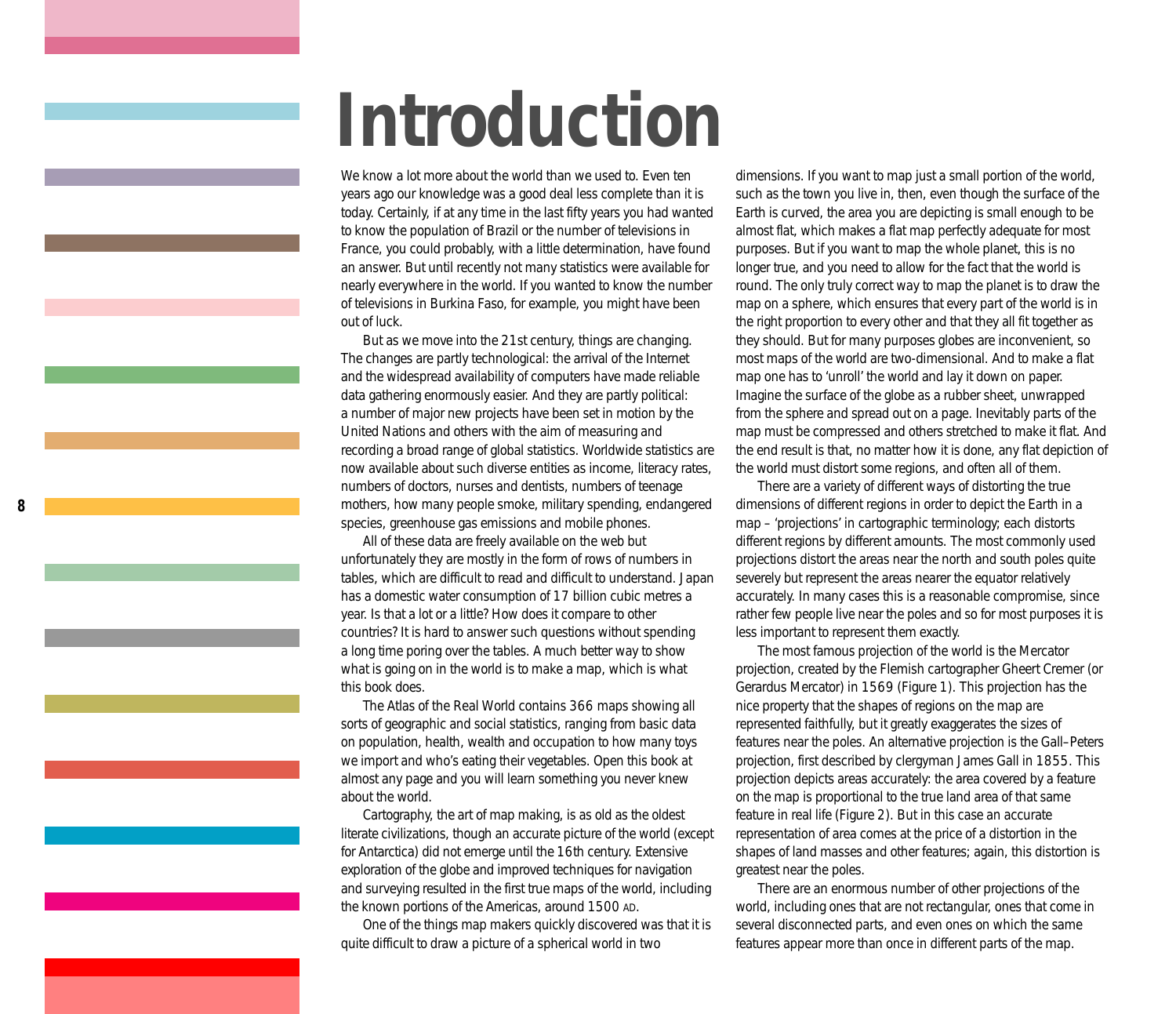# Introduction

We know a lot more about the world than we used to. Even ten years ago our knowledge was a good deal less complete than it is today. Certainly, if at any time in the last fifty years you had wanted to know the population of Brazil or the number of televisions in France, you could probably, with a little determination, have found an answer. But until recently not many statistics were available for nearly everywhere in the world. If you wanted to know the number of televisions in Burkina Faso, for example, you might have been out of luck.

But as we move into the 21st century, things are changing. The changes are partly technological: the arrival of the Internet and the widespread availability of computers have made reliable data gathering enormously easier. And they are partly political: a number of major new projects have been set in motion by the United Nations and others with the aim of measuring and recording a broad range of global statistics. Worldwide statistics are now available about such diverse entities as income, literacy rates, numbers of doctors, nurses and dentists, numbers of teenage mothers, how many people smoke, military spending, endangered species, greenhouse gas emissions and mobile phones.

All of these data are freely available on the web but unfortunately they are mostly in the form of rows of numbers in tables, which are difficult to read and difficult to understand. Japan has a domestic water consumption of 17 billion cubic metres a year. Is that a lot or a little? How does it compare to other countries? It is hard to answer such questions without spending a long time poring over the tables. A much better way to show what is going on in the world is to make a map, which is what this book does.

The Atlas of the Real World contains 366 maps showing all sorts of geographic and social statistics, ranging from basic data on population, health, wealth and occupation to how many toys we import and who's eating their vegetables. Open this book at almost any page and you will learn something you never knew about the world.

Cartography, the art of map making, is as old as the oldest literate civilizations, though an accurate picture of the world (except for Antarctica) did not emerge until the 16th century. Extensive exploration of the globe and improved techniques for navigation and surveying resulted in the first true maps of the world, including the known portions of the Americas, around 1500 AD.

One of the things map makers quickly discovered was that it is quite difficult to draw a picture of a spherical world in two dimensions. If you want to map just a small portion of the world, such as the town you live in, then, even though the surface of the Earth is curved, the area you are depicting is small enough to be almost flat, which makes a flat map perfectly adequate for most purposes. But if you want to map the whole planet, this is no longer true, and you need to allow for the fact that the world is round. The only truly correct way to map the planet is to draw the map on a sphere, which ensures that every part of the world is in the right proportion to every other and that they all fit together as they should. But for many purposes globes are inconvenient, so most maps of the world are two-dimensional. And to make a flat map one has to 'unroll' the world and lay it down on paper. Imagine the surface of the globe as a rubber sheet, unwrapped from the sphere and spread out on a page. Inevitably parts of the map must be compressed and others stretched to make it flat. And the end result is that, no matter how it is done, any flat depiction of the world must distort some regions, and often all of them.

There are a variety of different ways of distorting the true dimensions of different regions in order to depict the Earth in a map – 'projections' in cartographic terminology; each distorts different regions by different amounts. The most commonly used projections distort the areas near the north and south poles quite severely but represent the areas nearer the equator relatively accurately. In many cases this is a reasonable compromise, since rather few people live near the poles and so for most purposes it is less important to represent them exactly.

The most famous projection of the world is the Mercator projection, created by the Flemish cartographer Gheert Cremer (or Gerardus Mercator) in 1569 (Figure 1). This projection has the nice property that the shapes of regions on the map are represented faithfully, but it greatly exaggerates the sizes of features near the poles. An alternative projection is the Gall–Peters projection, first described by clergyman James Gall in 1855. This projection depicts areas accurately: the area covered by a feature on the map is proportional to the true land area of that same feature in real life (Figure 2). But in this case an accurate representation of area comes at the price of a distortion in the shapes of land masses and other features; again, this distortion is greatest near the poles.

There are an enormous number of other projections of the world, including ones that are not rectangular, ones that come in several disconnected parts, and even ones on which the same features appear more than once in different parts of the map.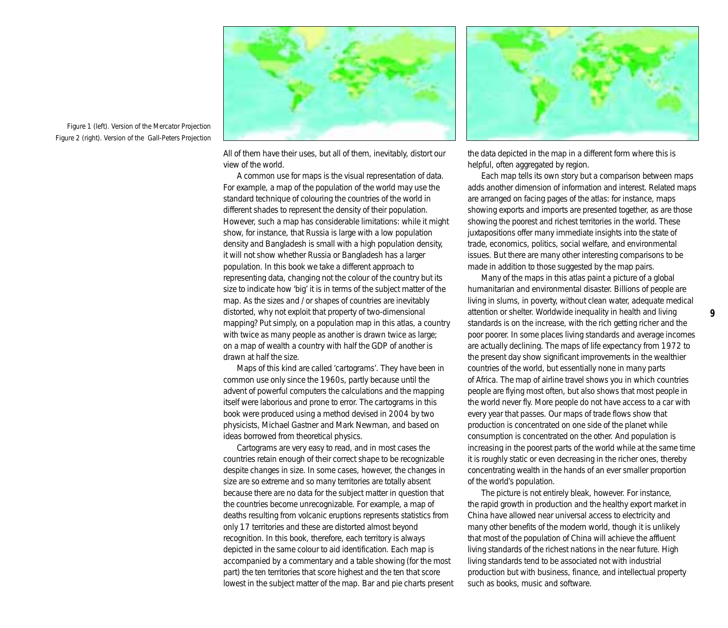Figure 1 (left). Version of the Mercator Projection
Figure 2 (right). Version of the Gall-Peters Projection

All of them have their uses, but all of them, inevitably, distort our view of the world.

A common use for maps is the visual representation of data. For example, a map of the population of the world may use the standard technique of colouring the countries of the world in different shades to represent the density of their population. However, such a map has considerable limitations: while it might show, for instance, that Russia is large with a low population density and Bangladesh is small with a high population density, it will not show whether Russia or Bangladesh has a larger population. In this book we take a different approach to representing data, changing not the colour of the country but its size to indicate how 'big' it is in terms of the subject matter of the map. As the sizes and / or shapes of countries are inevitably distorted, why not exploit that property of two-dimensional mapping? Put simply, on a population map in this atlas, a country with twice as many people as another is drawn twice as large; on a map of wealth a country with half the GDP of another is drawn at half the size.

Maps of this kind are called 'cartograms'. They have been in common use only since the 1960s, partly because until the advent of powerful computers the calculations and the mapping itself were laborious and prone to error. The cartograms in this book were produced using a method devised in 2004 by two physicists, Michael Gastner and Mark Newman, and based on ideas borrowed from theoretical physics.

Cartograms are very easy to read, and in most cases the countries retain enough of their correct shape to be recognizable despite changes in size. In some cases, however, the changes in size are so extreme and so many territories are totally absent because there are no data for the subject matter in question that the countries become unrecognizable. For example, a map of deaths resulting from volcanic eruptions represents statistics from only 17 territories and these are distorted almost beyond recognition. In this book, therefore, each territory is always depicted in the same colour to aid identification. Each map is accompanied by a commentary and a table showing (for the most part) the ten territories that score highest and the ten that score lowest in the subject matter of the map. Bar and pie charts present the data depicted in the map in a different form where this is helpful, often aggregated by region.

Each map tells its own story but a comparison between maps adds another dimension of information and interest. Related maps are arranged on facing pages of the atlas: for instance, maps showing exports and imports are presented together, as are those showing the poorest and richest territories in the world. These juxtapositions offer many immediate insights into the state of trade, economics, politics, social welfare, and environmental issues. But there are many other interesting comparisons to be made in addition to those suggested by the map pairs.

Many of the maps in this atlas paint a picture of a global humanitarian and environmental disaster. Billions of people are living in slums, in poverty, without clean water, adequate medical attention or shelter. Worldwide inequality in health and living standards is on the increase, with the rich getting richer and the poor poorer. In some places living standards and average incomes are actually declining. The maps of life expectancy from 1972 to the present day show significant improvements in the wealthier countries of the world, but essentially none in many parts of Africa. The map of airline travel shows you in which countries people are flying most often, but also shows that most people in the world never fly. More people do not have access to a car with every year that passes. Our maps of trade flows show that production is concentrated on one side of the planet while consumption is concentrated on the other. And population is increasing in the poorest parts of the world while at the same time it is roughly static or even decreasing in the richer ones, thereby concentrating wealth in the hands of an ever smaller proportion of the world's population.

The picture is not entirely bleak, however. For instance, the rapid growth in production and the healthy export market in China have allowed near universal access to electricity and many other benefits of the modern world, though it is unlikely that most of the population of China will achieve the affluent living standards of the richest nations in the near future. High living standards tend to be associated not with industrial production but with business, finance, and intellectual property such as books, music and software.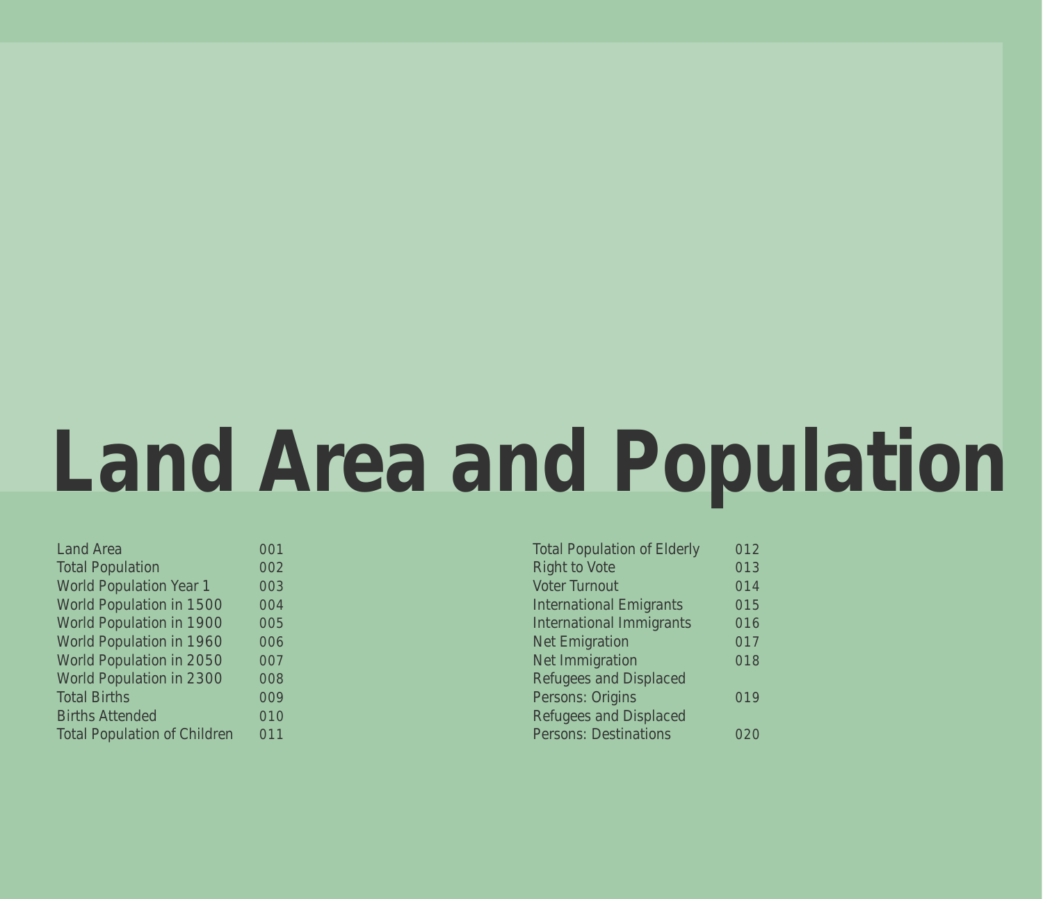# Land Area and Population

| | |
|---|---|
| Land Area | 001 |
| Total Population | 002 |
| World Population Year 1 | 003 |
| World Population in 1500 | 004 |
| World Population in 1900 | 005 |
| World Population in 1960 | 006 |
| World Population in 2050 | 007 |
| World Population in 2300 | 008 |
| Total Births | 009 |
| Births Attended | 010 |
| Total Population of Children | 011 |
| Total Population of Elderly | 012 |
| Right to Vote | 013 |
| Voter Turnout | 014 |
| International Emigrants | 015 |
| International Immigrants | 016 |
| Net Emigration | 017 |
| Net Immigration | 018 |
| Refugees and Displaced Persons: Origins | 019 |
| Refugees and Displaced Persons: Destinations | 020 |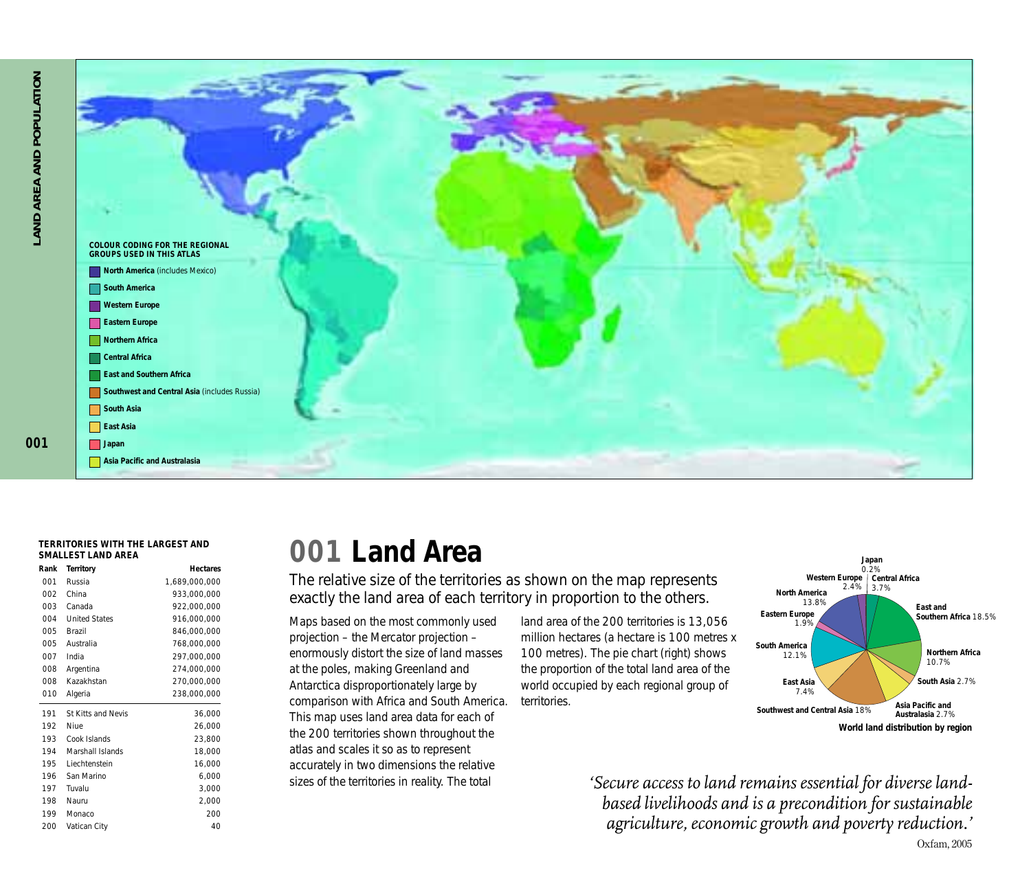COLOUR CODING FOR THE REGIONAL GROUPS USED IN THIS ATLAS

- **North America** (includes Mexico)
- **South America**
- **Western Europe**
- **Eastern Europe**
- **Northern Africa**
- **Central Africa**
- **East and Southern Africa**
- **Southwest and Central Asia** (includes Russia)
- **South Asia**
- **East Asia**
- **Japan**
- **Asia Pacific and Australasia**

**TERRITORIES WITH THE LARGEST AND SMALLEST LAND AREA**

| Rank | Territory | Hectares |
|---|---|---|
| 001 | Russia | 1,689,000,000 |
| 002 | China | 933,000,000 |
| 003 | Canada | 922,000,000 |
| 004 | United States | 916,000,000 |
| 005 | Brazil | 846,000,000 |
| 005 | Australia | 768,000,000 |
| 007 | India | 297,000,000 |
| 008 | Argentina | 274,000,000 |
| 008 | Kazakhstan | 270,000,000 |
| 010 | Algeria | 238,000,000 |
| 191 | St Kitts and Nevis | 36,000 |
| 192 | Niue | 26,000 |
| 193 | Cook Islands | 23,800 |
| 194 | Marshall Islands | 18,000 |
| 195 | Liechtenstein | 16,000 |
| 196 | San Marino | 6,000 |
| 197 | Tuvalu | 3,000 |
| 198 | Nauru | 2,000 |
| 199 | Monaco | 200 |
| 200 | Vatican City | 40 |

# 001 Land Area

The relative size of the territories as shown on the map represents exactly the land area of each territory in proportion to the others.

Maps based on the most commonly used projection – the Mercator projection – enormously distort the size of land masses at the poles, making Greenland and Antarctica disproportionately large by comparison with Africa and South America. This map uses land area data for each of the 200 territories shown throughout the atlas and scales it so as to represent accurately in two dimensions the relative sizes of the territories in reality. The total land area of the 200 territories is 13,056 million hectares (a hectare is 100 metres x 100 metres). The pie chart (right) shows the proportion of the total land area of the world occupied by each regional group of territories.

**World land distribution by region**

- **Japan** 0.2%
- **Central Africa** 3.7%
- **East and Southern Africa** 18.5%
- **Northern Africa** 10.7%
- **South Asia** 2.7%
- **Asia Pacific and Australasia** 2.7%
- **Southwest and Central Asia** 18%
- **East Asia** 7.4%
- **South America** 12.1%
- **Eastern Europe** 1.9%
- **North America** 13.8%
- **Western Europe** 2.4%

*'Secure access to land remains essential for diverse land-based livelihoods and is a precondition for sustainable agriculture, economic growth and poverty reduction.'*

Oxfam, 2005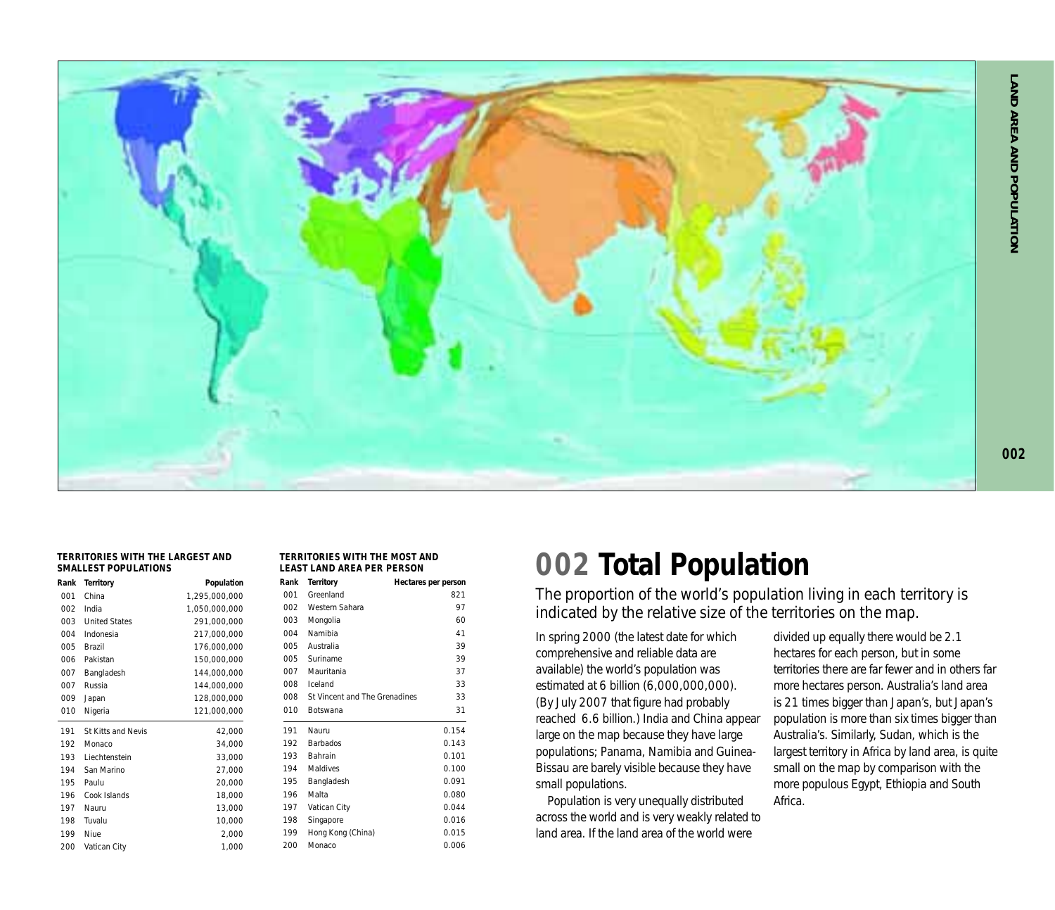# 002 Total Population

The proportion of the world's population living in each territory is indicated by the relative size of the territories on the map.

In spring 2000 (the latest date for which comprehensive and reliable data are available) the world's population was estimated at 6 billion (6,000,000,000). (By July 2007 that figure had probably reached 6.6 billion.) India and China appear large on the map because they have large populations; Panama, Namibia and Guinea-Bissau are barely visible because they have small populations.

Population is very unequally distributed across the world and is very weakly related to land area. If the land area of the world were divided up equally there would be 2.1 hectares for each person, but in some territories there are far fewer and in others far more hectares person. Australia's land area is 21 times bigger than Japan's, but Japan's population is more than six times bigger than Australia's. Similarly, Sudan, which is the largest territory in Africa by land area, is quite small on the map by comparison with the more populous Egypt, Ethiopia and South Africa.

**TERRITORIES WITH THE LARGEST AND SMALLEST POPULATIONS**

| Rank | Territory | Population |
|---|---|---|
| 001 | China | 1,295,000,000 |
| 002 | India | 1,050,000,000 |
| 003 | United States | 291,000,000 |
| 004 | Indonesia | 217,000,000 |
| 005 | Brazil | 176,000,000 |
| 006 | Pakistan | 150,000,000 |
| 007 | Bangladesh | 144,000,000 |
| 007 | Russia | 144,000,000 |
| 009 | Japan | 128,000,000 |
| 010 | Nigeria | 121,000,000 |
| 191 | St Kitts and Nevis | 42,000 |
| 192 | Monaco | 34,000 |
| 193 | Liechtenstein | 33,000 |
| 194 | San Marino | 27,000 |
| 195 | Paulu | 20,000 |
| 196 | Cook Islands | 18,000 |
| 197 | Nauru | 13,000 |
| 198 | Tuvalu | 10,000 |
| 199 | Niue | 2,000 |
| 200 | Vatican City | 1,000 |

**TERRITORIES WITH THE MOST AND LEAST LAND AREA PER PERSON**

| Rank | Territory | Hectares per person |
|---|---|---|
| 001 | Greenland | 821 |
| 002 | Western Sahara | 97 |
| 003 | Mongolia | 60 |
| 004 | Namibia | 41 |
| 005 | Australia | 39 |
| 005 | Suriname | 39 |
| 007 | Mauritania | 37 |
| 008 | Iceland | 33 |
| 008 | St Vincent and The Grenadines | 33 |
| 010 | Botswana | 31 |
| 191 | Nauru | 0.154 |
| 192 | Barbados | 0.143 |
| 193 | Bahrain | 0.101 |
| 194 | Maldives | 0.100 |
| 195 | Bangladesh | 0.091 |
| 196 | Malta | 0.080 |
| 197 | Vatican City | 0.044 |
| 198 | Singapore | 0.016 |
| 199 | Hong Kong (China) | 0.015 |
| 200 | Monaco | 0.006 |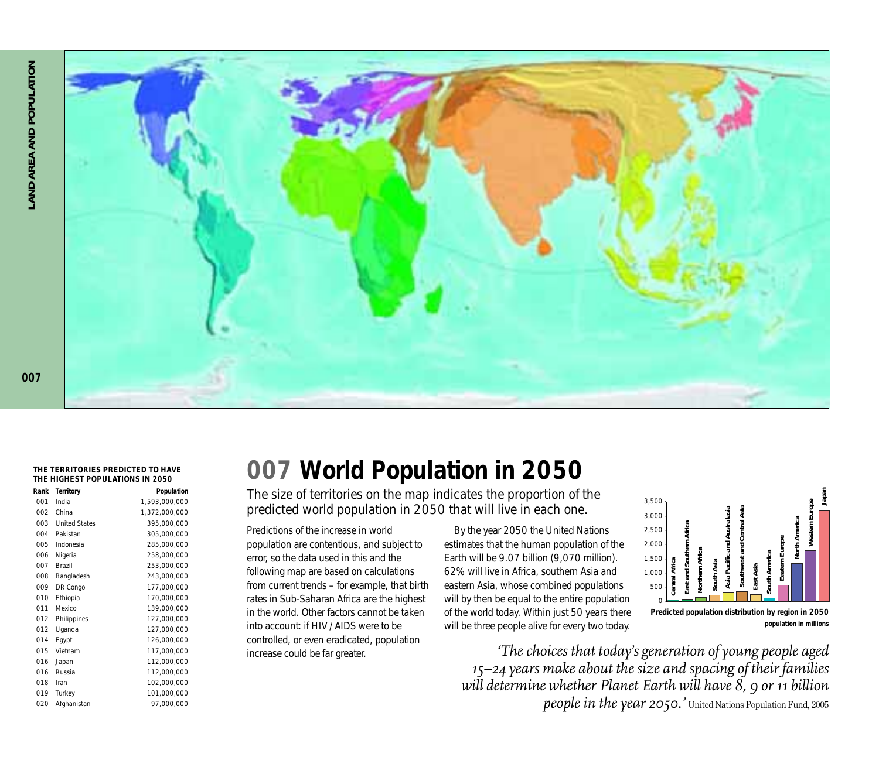# 007 World Population in 2050

The size of territories on the map indicates the proportion of the predicted world population in 2050 that will live in each one.

Predictions of the increase in world population are contentious, and subject to error, so the data used in this and the following map are based on calculations from current trends – for example, that birth rates in Sub-Saharan Africa are the highest in the world. Other factors cannot be taken into account: if HIV / AIDS were to be controlled, or even eradicated, population increase could be far greater.

By the year 2050 the United Nations estimates that the human population of the Earth will be 9.07 billion (9,070 million). 62% will live in Africa, southern Asia and eastern Asia, whose combined populations will by then be equal to the entire population of the world today. Within just 50 years there will be three people alive for every two today.

**THE TERRITORIES PREDICTED TO HAVE THE HIGHEST POPULATIONS IN 2050**

| Rank | Territory | Population |
|---|---|---|
| 001 | India | 1,593,000,000 |
| 002 | China | 1,372,000,000 |
| 003 | United States | 395,000,000 |
| 004 | Pakistan | 305,000,000 |
| 005 | Indonesia | 285,000,000 |
| 006 | Nigeria | 258,000,000 |
| 007 | Brazil | 253,000,000 |
| 008 | Bangladesh | 243,000,000 |
| 009 | DR Congo | 177,000,000 |
| 010 | Ethiopia | 170,000,000 |
| 011 | Mexico | 139,000,000 |
| 012 | Philippines | 127,000,000 |
| 012 | Uganda | 127,000,000 |
| 014 | Egypt | 126,000,000 |
| 015 | Vietnam | 117,000,000 |
| 016 | Japan | 112,000,000 |
| 016 | Russia | 112,000,000 |
| 018 | Iran | 102,000,000 |
| 019 | Turkey | 101,000,000 |
| 020 | Afghanistan | 97,000,000 |

**Predicted population distribution by region in 2050**
population in millions

*'The choices that today's generation of young people aged 15–24 years make about the size and spacing of their families will determine whether Planet Earth will have 8, 9 or 11 billion people in the year 2050.'* United Nations Population Fund, 2005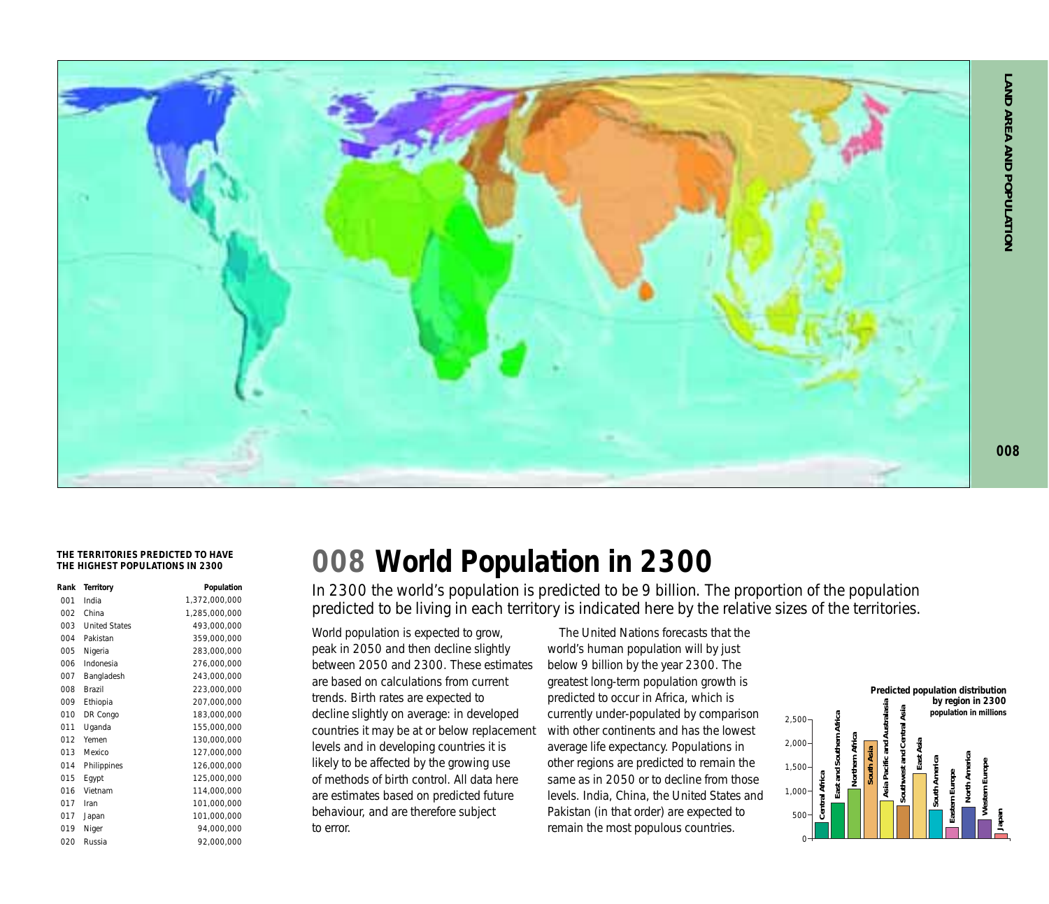# 008 World Population in 2300

In 2300 the world's population is predicted to be 9 billion. The proportion of the population predicted to be living in each territory is indicated here by the relative sizes of the territories.

**THE TERRITORIES PREDICTED TO HAVE THE HIGHEST POPULATIONS IN 2300**

| Rank | Territory | Population |
|---|---|---|
| 001 | India | 1,372,000,000 |
| 002 | China | 1,285,000,000 |
| 003 | United States | 493,000,000 |
| 004 | Pakistan | 359,000,000 |
| 005 | Nigeria | 283,000,000 |
| 006 | Indonesia | 276,000,000 |
| 007 | Bangladesh | 243,000,000 |
| 008 | Brazil | 223,000,000 |
| 009 | Ethiopia | 207,000,000 |
| 010 | DR Congo | 183,000,000 |
| 011 | Uganda | 155,000,000 |
| 012 | Yemen | 130,000,000 |
| 013 | Mexico | 127,000,000 |
| 014 | Philippines | 126,000,000 |
| 015 | Egypt | 125,000,000 |
| 016 | Vietnam | 114,000,000 |
| 017 | Iran | 101,000,000 |
| 017 | Japan | 101,000,000 |
| 019 | Niger | 94,000,000 |
| 020 | Russia | 92,000,000 |

World population is expected to grow, peak in 2050 and then decline slightly between 2050 and 2300. These estimates are based on calculations from current trends. Birth rates are expected to decline slightly on average: in developed countries it may be at or below replacement levels and in developing countries it is likely to be affected by the growing use of methods of birth control. All data here are estimates based on predicted future behaviour, and are therefore subject to error.

The United Nations forecasts that the world's human population will by just below 9 billion by the year 2300. The greatest long-term population growth is predicted to occur in Africa, which is currently under-populated by comparison with other continents and has the lowest average life expectancy. Populations in other regions are predicted to remain the same as in 2050 or to decline from those levels. India, China, the United States and Pakistan (in that order) are expected to remain the most populous countries.

**Predicted population distribution by region in 2300**
population in millions

Central Africa, East and Southern Africa, Northern Africa, South Asia, Asia Pacific and Australasia, Southwest and Central Asia, East Asia, South America, Eastern Europe, North America, Western Europe, Japan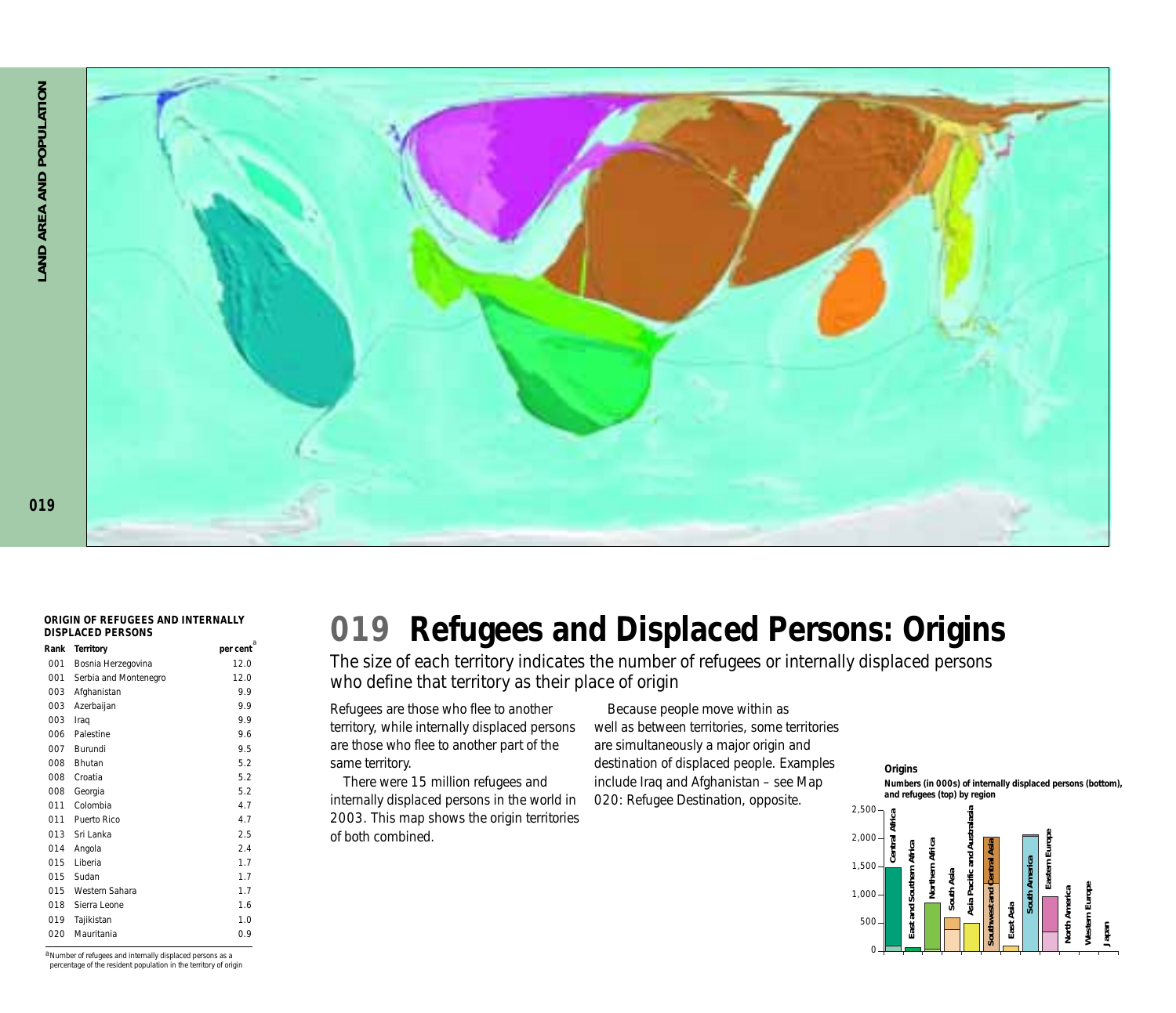# 019 Refugees and Displaced Persons: Origins

The size of each territory indicates the number of refugees or internally displaced persons who define that territory as their place of origin

Refugees are those who flee to another territory, while internally displaced persons are those who flee to another part of the same territory.

There were 15 million refugees and internally displaced persons in the world in 2003. This map shows the origin territories of both combined.

Because people move within as well as between territories, some territories are simultaneously a major origin and destination of displaced people. Examples include Iraq and Afghanistan – see Map 020: Refugee Destination, opposite.

**ORIGIN OF REFUGEES AND INTERNALLY DISPLACED PERSONS**

| Rank | Territory | per cent[a] |
|---|---|---|
| 001 | Bosnia Herzegovina | 12.0 |
| 001 | Serbia and Montenegro | 12.0 |
| 003 | Afghanistan | 9.9 |
| 003 | Azerbaijan | 9.9 |
| 003 | Iraq | 9.9 |
| 006 | Palestine | 9.6 |
| 007 | Burundi | 9.5 |
| 008 | Bhutan | 5.2 |
| 008 | Croatia | 5.2 |
| 008 | Georgia | 5.2 |
| 011 | Colombia | 4.7 |
| 011 | Puerto Rico | 4.7 |
| 013 | Sri Lanka | 2.5 |
| 014 | Angola | 2.4 |
| 015 | Liberia | 1.7 |
| 015 | Sudan | 1.7 |
| 015 | Western Sahara | 1.7 |
| 018 | Sierra Leone | 1.6 |
| 019 | Tajikistan | 1.0 |
| 020 | Mauritania | 0.9 |

[a] Number of refugees and internally displaced persons as a percentage of the resident population in the territory of origin

**Origins**

**Numbers (in 000s) of internally displaced persons (bottom), and refugees (top) by region**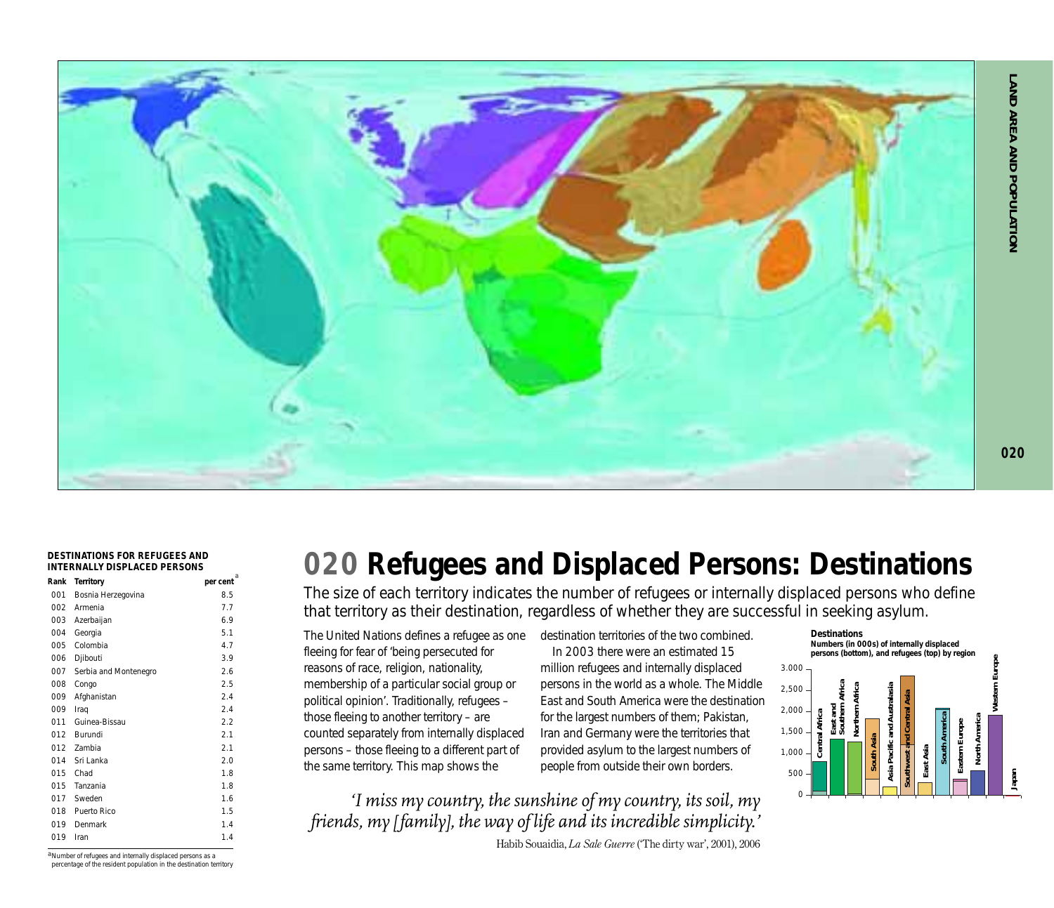# 020 Refugees and Displaced Persons: Destinations

The size of each territory indicates the number of refugees or internally displaced persons who define that territory as their destination, regardless of whether they are successful in seeking asylum.

The United Nations defines a refugee as one fleeing for fear of 'being persecuted for reasons of race, religion, nationality, membership of a particular social group or political opinion'. Traditionally, refugees – those fleeing to another territory – are counted separately from internally displaced persons – those fleeing to a different part of the same territory. This map shows the destination territories of the two combined.

In 2003 there were an estimated 15 million refugees and internally displaced persons in the world as a whole. The Middle East and South America were the destination for the largest numbers of them; Pakistan, Iran and Germany were the territories that provided asylum to the largest numbers of people from outside their own borders.

*'I miss my country, the sunshine of my country, its soil, my friends, my [family], the way of life and its incredible simplicity.'*

Habib Souaidia, *La Sale Guerre* ('The dirty war', 2001), 2006

**DESTINATIONS FOR REFUGEES AND INTERNALLY DISPLACED PERSONS**

| Rank | Territory | per cent[a] |
|---|---|---|
| 001 | Bosnia Herzegovina | 8.5 |
| 002 | Armenia | 7.7 |
| 003 | Azerbaijan | 6.9 |
| 004 | Georgia | 5.1 |
| 005 | Colombia | 4.7 |
| 006 | Djibouti | 3.9 |
| 007 | Serbia and Montenegro | 2.6 |
| 008 | Congo | 2.5 |
| 009 | Afghanistan | 2.4 |
| 009 | Iraq | 2.4 |
| 011 | Guinea-Bissau | 2.2 |
| 012 | Burundi | 2.1 |
| 012 | Zambia | 2.1 |
| 014 | Sri Lanka | 2.0 |
| 015 | Chad | 1.8 |
| 015 | Tanzania | 1.8 |
| 017 | Sweden | 1.6 |
| 018 | Puerto Rico | 1.5 |
| 019 | Denmark | 1.4 |
| 019 | Iran | 1.4 |

[a]Number of refugees and internally displaced persons as a percentage of the resident population in the destination territory

**Destinations**
**Numbers (in 000s) of internally displaced persons (bottom), and refugees (top) by region**

Central Africa, East and Southern Africa, Northern Africa, South Asia, Asia Pacific and Australasia, Southwest and Central Asia, East Asia, South America, Eastern Europe, North America, Western Europe, Japan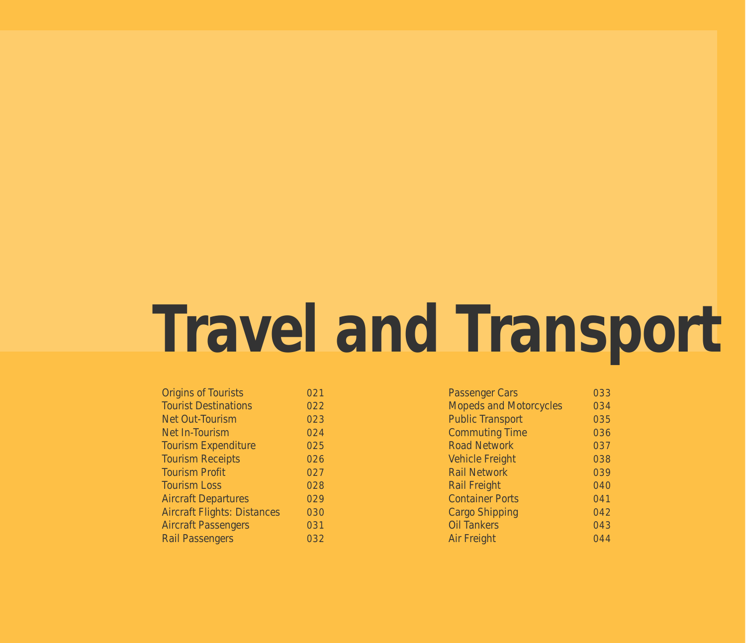# Travel and Transport

| | |
|---|---|
| Origins of Tourists | 021 |
| Tourist Destinations | 022 |
| Net Out-Tourism | 023 |
| Net In-Tourism | 024 |
| Tourism Expenditure | 025 |
| Tourism Receipts | 026 |
| Tourism Profit | 027 |
| Tourism Loss | 028 |
| Aircraft Departures | 029 |
| Aircraft Flights: Distances | 030 |
| Aircraft Passengers | 031 |
| Rail Passengers | 032 |
| Passenger Cars | 033 |
| Mopeds and Motorcycles | 034 |
| Public Transport | 035 |
| Commuting Time | 036 |
| Road Network | 037 |
| Vehicle Freight | 038 |
| Rail Network | 039 |
| Rail Freight | 040 |
| Container Ports | 041 |
| Cargo Shipping | 042 |
| Oil Tankers | 043 |
| Air Freight | 044 |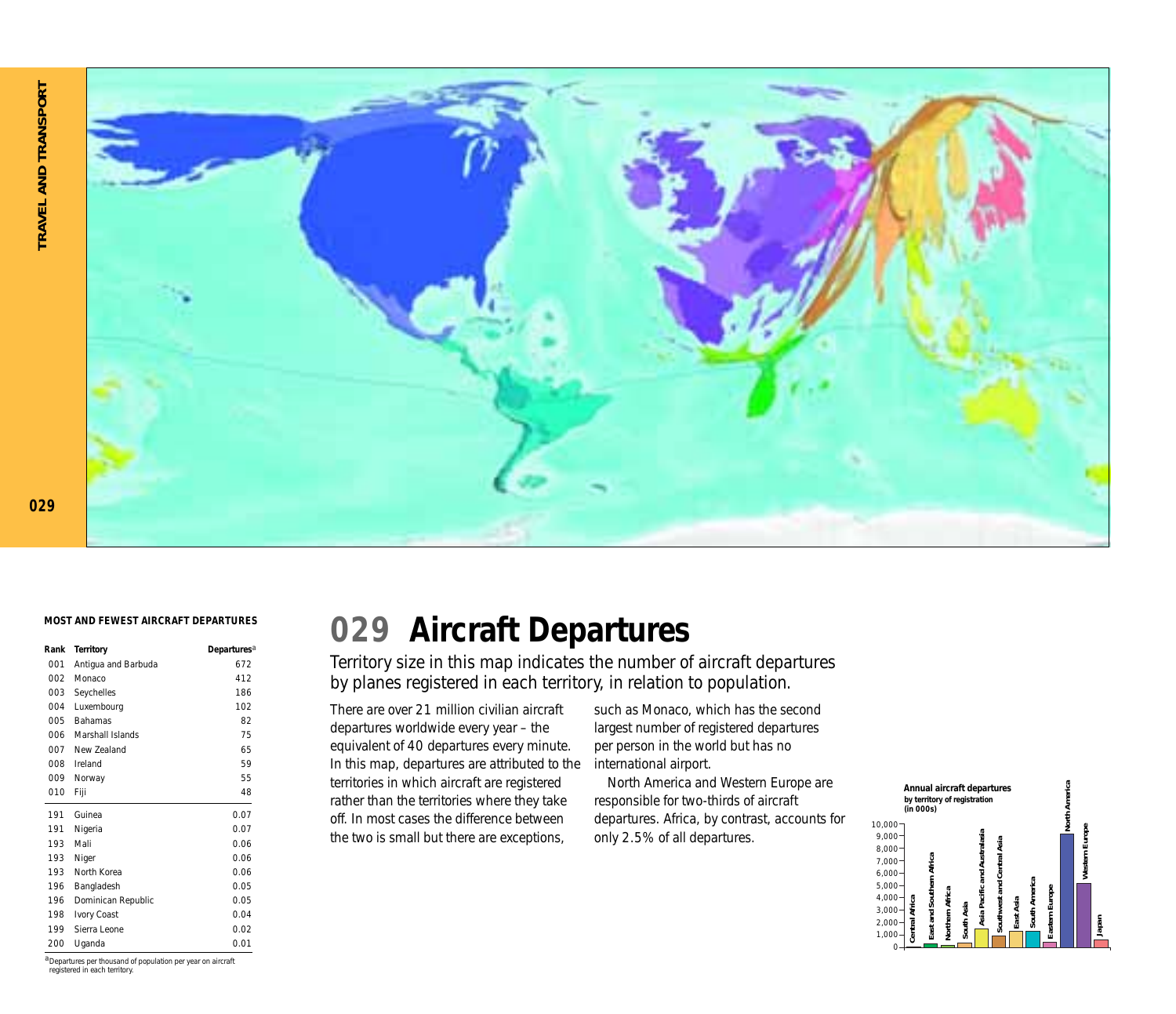# 029 Aircraft Departures

Territory size in this map indicates the number of aircraft departures by planes registered in each territory, in relation to population.

There are over 21 million civilian aircraft departures worldwide every year – the equivalent of 40 departures every minute. In this map, departures are attributed to the territories in which aircraft are registered rather than the territories where they take off. In most cases the difference between the two is small but there are exceptions, such as Monaco, which has the second largest number of registered departures per person in the world but has no international airport.

North America and Western Europe are responsible for two-thirds of aircraft departures. Africa, by contrast, accounts for only 2.5% of all departures.

**MOST AND FEWEST AIRCRAFT DEPARTURES**

| Rank | Territory | Departures[a] |
|---|---|---|
| 001 | Antigua and Barbuda | 672 |
| 002 | Monaco | 412 |
| 003 | Seychelles | 186 |
| 004 | Luxembourg | 102 |
| 005 | Bahamas | 82 |
| 006 | Marshall Islands | 75 |
| 007 | New Zealand | 65 |
| 008 | Ireland | 59 |
| 009 | Norway | 55 |
| 010 | Fiji | 48 |
| 191 | Guinea | 0.07 |
| 191 | Nigeria | 0.07 |
| 193 | Mali | 0.06 |
| 193 | Niger | 0.06 |
| 193 | North Korea | 0.06 |
| 196 | Bangladesh | 0.05 |
| 196 | Dominican Republic | 0.05 |
| 198 | Ivory Coast | 0.04 |
| 199 | Sierra Leone | 0.02 |
| 200 | Uganda | 0.01 |

[a]Departures per thousand of population per year on aircraft registered in each territory.

**Annual aircraft departures by territory of registration (in 000s)**

Central Africa, East and Southern Africa, Northern Africa, South Asia, Asia Pacific and Australasia, Southwest and Central Asia, East Asia, South America, Eastern Europe, North America, Western Europe, Japan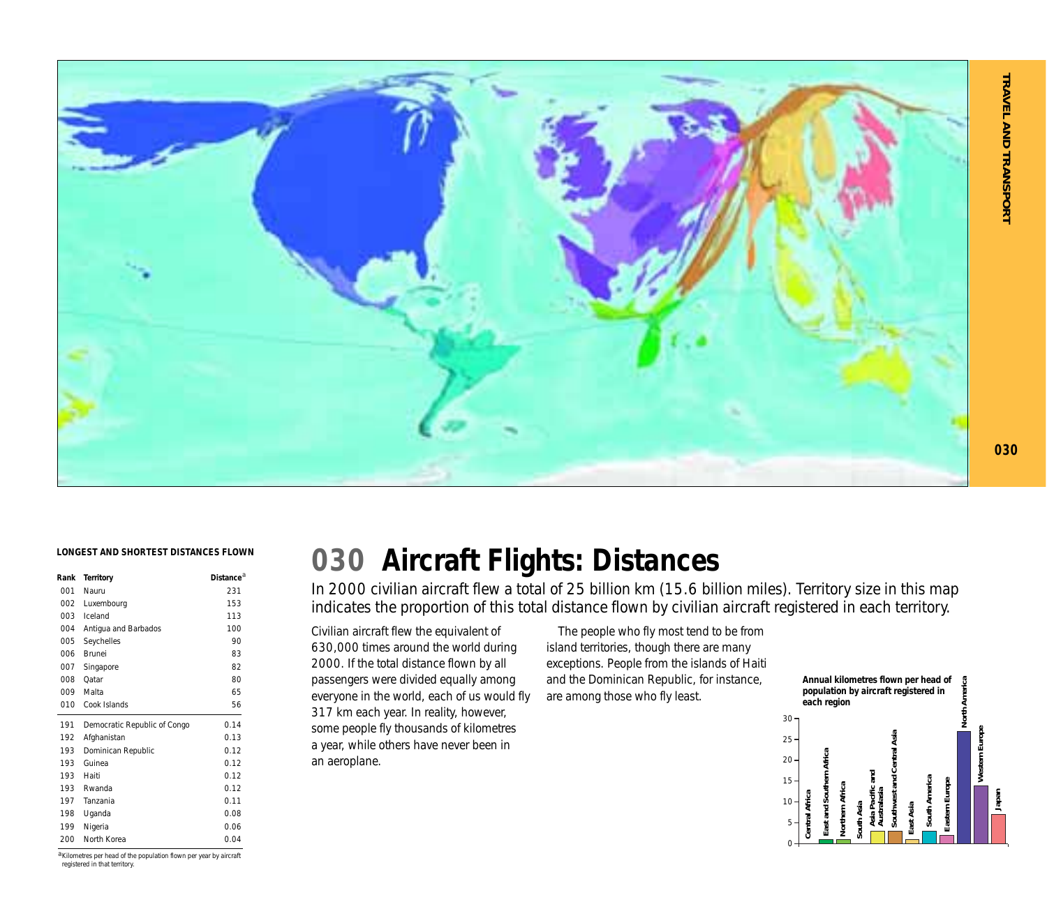# 030 Aircraft Flights: Distances

In 2000 civilian aircraft flew a total of 25 billion km (15.6 billion miles). Territory size in this map indicates the proportion of this total distance flown by civilian aircraft registered in each territory.

Civilian aircraft flew the equivalent of 630,000 times around the world during 2000. If the total distance flown by all passengers were divided equally among everyone in the world, each of us would fly 317 km each year. In reality, however, some people fly thousands of kilometres a year, while others have never been in an aeroplane.

The people who fly most tend to be from island territories, though there are many exceptions. People from the islands of Haiti and the Dominican Republic, for instance, are among those who fly least.

**LONGEST AND SHORTEST DISTANCES FLOWN**

| Rank | Territory | Distance[a] |
|---|---|---|
| 001 | Nauru | 231 |
| 002 | Luxembourg | 153 |
| 003 | Iceland | 113 |
| 004 | Antigua and Barbados | 100 |
| 005 | Seychelles | 90 |
| 006 | Brunei | 83 |
| 007 | Singapore | 82 |
| 008 | Qatar | 80 |
| 009 | Malta | 65 |
| 010 | Cook Islands | 56 |
| 191 | Democratic Republic of Congo | 0.14 |
| 192 | Afghanistan | 0.13 |
| 193 | Dominican Republic | 0.12 |
| 193 | Guinea | 0.12 |
| 193 | Haiti | 0.12 |
| 193 | Rwanda | 0.12 |
| 197 | Tanzania | 0.11 |
| 198 | Uganda | 0.08 |
| 199 | Nigeria | 0.06 |
| 200 | North Korea | 0.04 |

[a] Kilometres per head of the population flown per year by aircraft registered in that territory.

**Annual kilometres flown per head of population by aircraft registered in each region**

Regions: Central Africa, East and Southern Africa, Northern Africa, South Asia, Asia Pacific and Australasia, Southwest and Central Asia, East Asia, South America, Eastern Europe, North America, Western Europe, Japan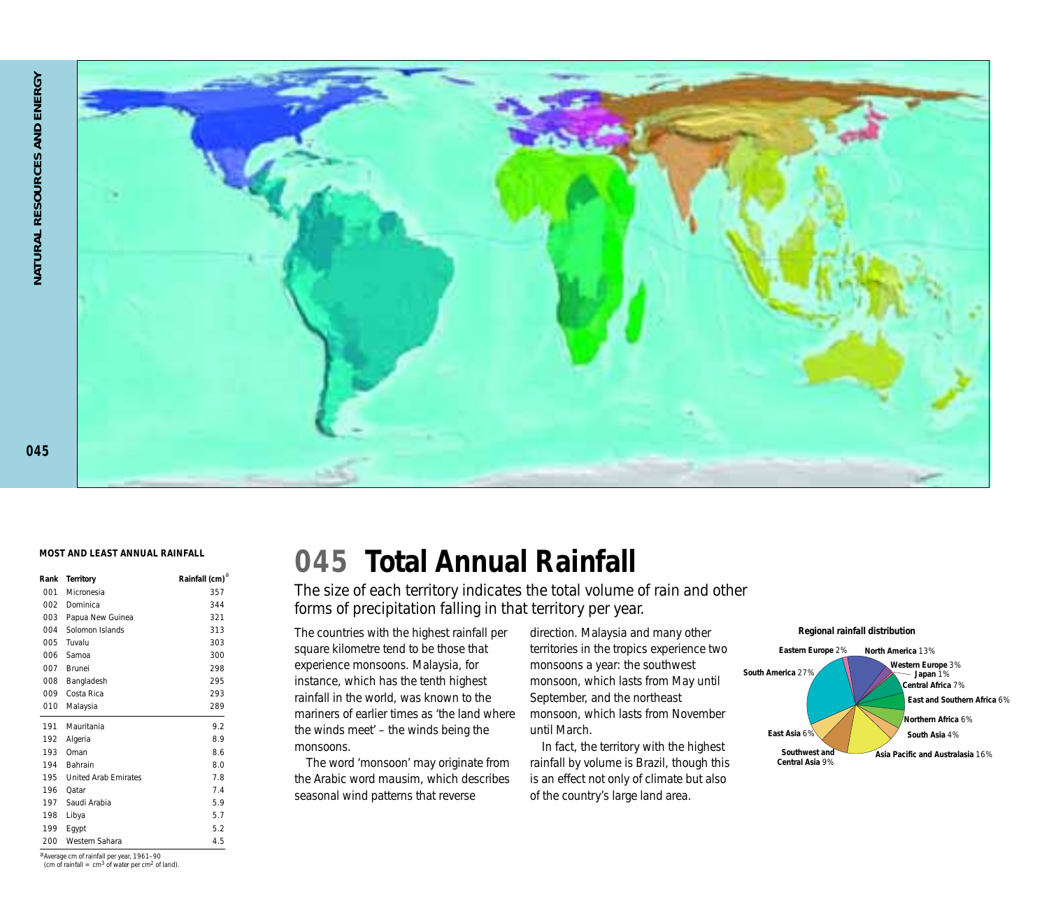# 045 Total Annual Rainfall

The size of each territory indicates the total volume of rain and other forms of precipitation falling in that territory per year.

The countries with the highest rainfall per square kilometre tend to be those that experience monsoons. Malaysia, for instance, which has the tenth highest rainfall in the world, was known to the mariners of earlier times as 'the land where the winds meet' – the winds being the monsoons.

The word 'monsoon' may originate from the Arabic word mausim, which describes seasonal wind patterns that reverse direction. Malaysia and many other territories in the tropics experience two monsoons a year: the southwest monsoon, which lasts from May until September, and the northeast monsoon, which lasts from November until March.

In fact, the territory with the highest rainfall by volume is Brazil, though this is an effect not only of climate but also of the country's large land area.

**MOST AND LEAST ANNUAL RAINFALL**

| Rank | Territory | Rainfall (cm)[a] |
|---|---|---|
| 001 | Micronesia | 357 |
| 002 | Dominica | 344 |
| 003 | Papua New Guinea | 321 |
| 004 | Solomon Islands | 313 |
| 005 | Tuvalu | 303 |
| 006 | Samoa | 300 |
| 007 | Brunei | 298 |
| 008 | Bangladesh | 295 |
| 009 | Costa Rica | 293 |
| 010 | Malaysia | 289 |
| 191 | Mauritania | 9.2 |
| 192 | Algeria | 8.9 |
| 193 | Oman | 8.6 |
| 194 | Bahrain | 8.0 |
| 195 | United Arab Emirates | 7.8 |
| 196 | Qatar | 7.4 |
| 197 | Saudi Arabia | 5.9 |
| 198 | Libya | 5.7 |
| 199 | Egypt | 5.2 |
| 200 | Western Sahara | 4.5 |

[a] Average cm of rainfall per year, 1961–90 (cm of rainfall = $cm^3$ of water per $cm^2$ of land).

**Regional rainfall distribution**

- North America 13%
- Western Europe 3%
- Japan 1%
- Central Africa 7%
- East and Southern Africa 6%
- Northern Africa 6%
- South Asia 4%
- Asia Pacific and Australasia 16%
- Southwest and Central Asia 9%
- East Asia 6%
- South America 27%
- Eastern Europe 2%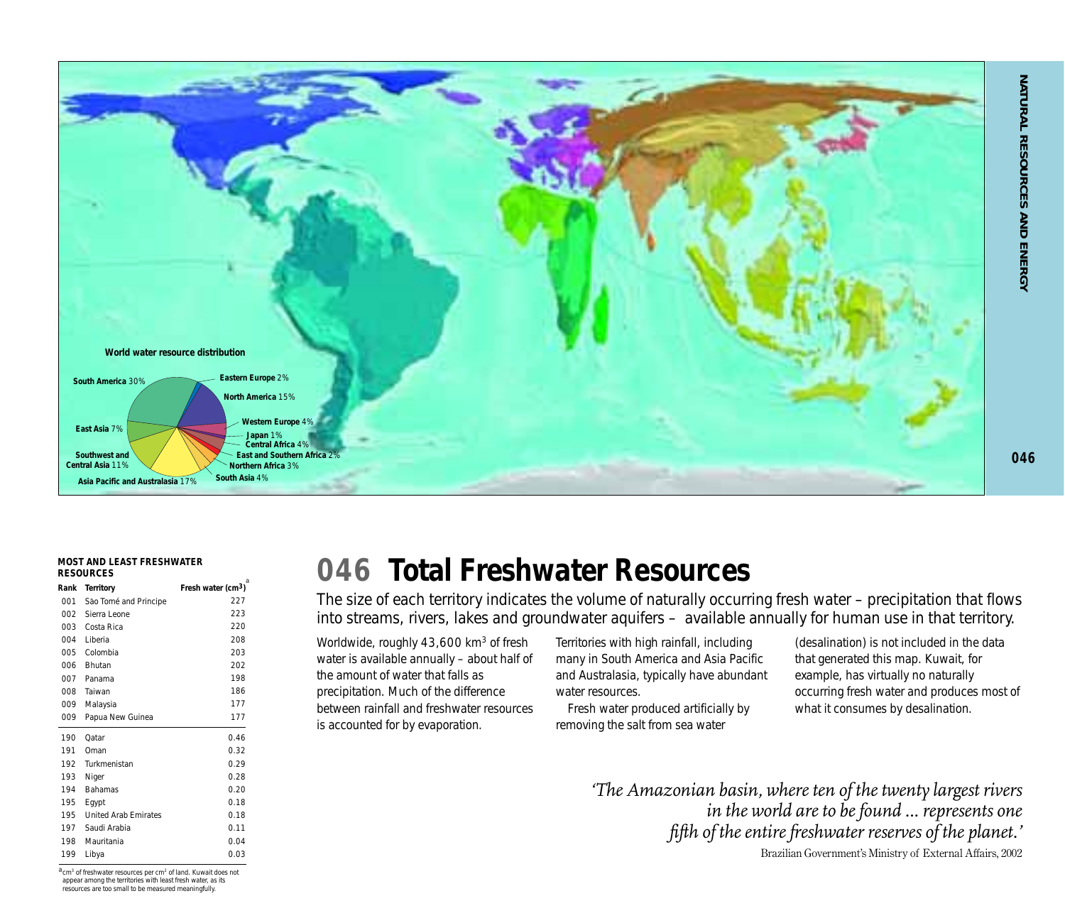World water resource distribution

South America 30%
Eastern Europe 2%
North America 15%
Western Europe 4%
Japan 1%
Central Africa 4%
East and Southern Africa 2%
Northern Africa 3%
South Asia 4%
Asia Pacific and Australasia 17%
Southwest and Central Asia 11%
East Asia 7%

# 046 Total Freshwater Resources

The size of each territory indicates the volume of naturally occurring fresh water – precipitation that flows into streams, rivers, lakes and groundwater aquifers – available annually for human use in that territory.

Worldwide, roughly 43,600 km$^3$ of fresh water is available annually – about half of the amount of water that falls as precipitation. Much of the difference between rainfall and freshwater resources is accounted for by evaporation.

Territories with high rainfall, including many in South America and Asia Pacific and Australasia, typically have abundant water resources.

Fresh water produced artificially by removing the salt from sea water (desalination) is not included in the data that generated this map. Kuwait, for example, has virtually no naturally occurring fresh water and produces most of what it consumes by desalination.

*'The Amazonian basin, where ten of the twenty largest rivers in the world are to be found ... represents one fifth of the entire freshwater reserves of the planet.'*

Brazilian Government's Ministry of External Affairs, 2002

**MOST AND LEAST FRESHWATER RESOURCES**

| Rank | Territory | Fresh water (cm$^3$)[a] |
|---|---|---|
| 001 | São Tomé and Principe | 227 |
| 002 | Sierra Leone | 223 |
| 003 | Costa Rica | 220 |
| 004 | Liberia | 208 |
| 005 | Colombia | 203 |
| 006 | Bhutan | 202 |
| 007 | Panama | 198 |
| 008 | Taiwan | 186 |
| 009 | Malaysia | 177 |
| 009 | Papua New Guinea | 177 |
| 190 | Qatar | 0.46 |
| 191 | Oman | 0.32 |
| 192 | Turkmenistan | 0.29 |
| 193 | Niger | 0.28 |
| 194 | Bahamas | 0.20 |
| 195 | Egypt | 0.18 |
| 195 | United Arab Emirates | 0.18 |
| 197 | Saudi Arabia | 0.11 |
| 198 | Mauritania | 0.04 |
| 199 | Libya | 0.03 |

[a] cm$^3$ of freshwater resources per cm$^2$ of land. Kuwait does not appear among the territories with least fresh water, as its resources are too small to be measured meaningfully.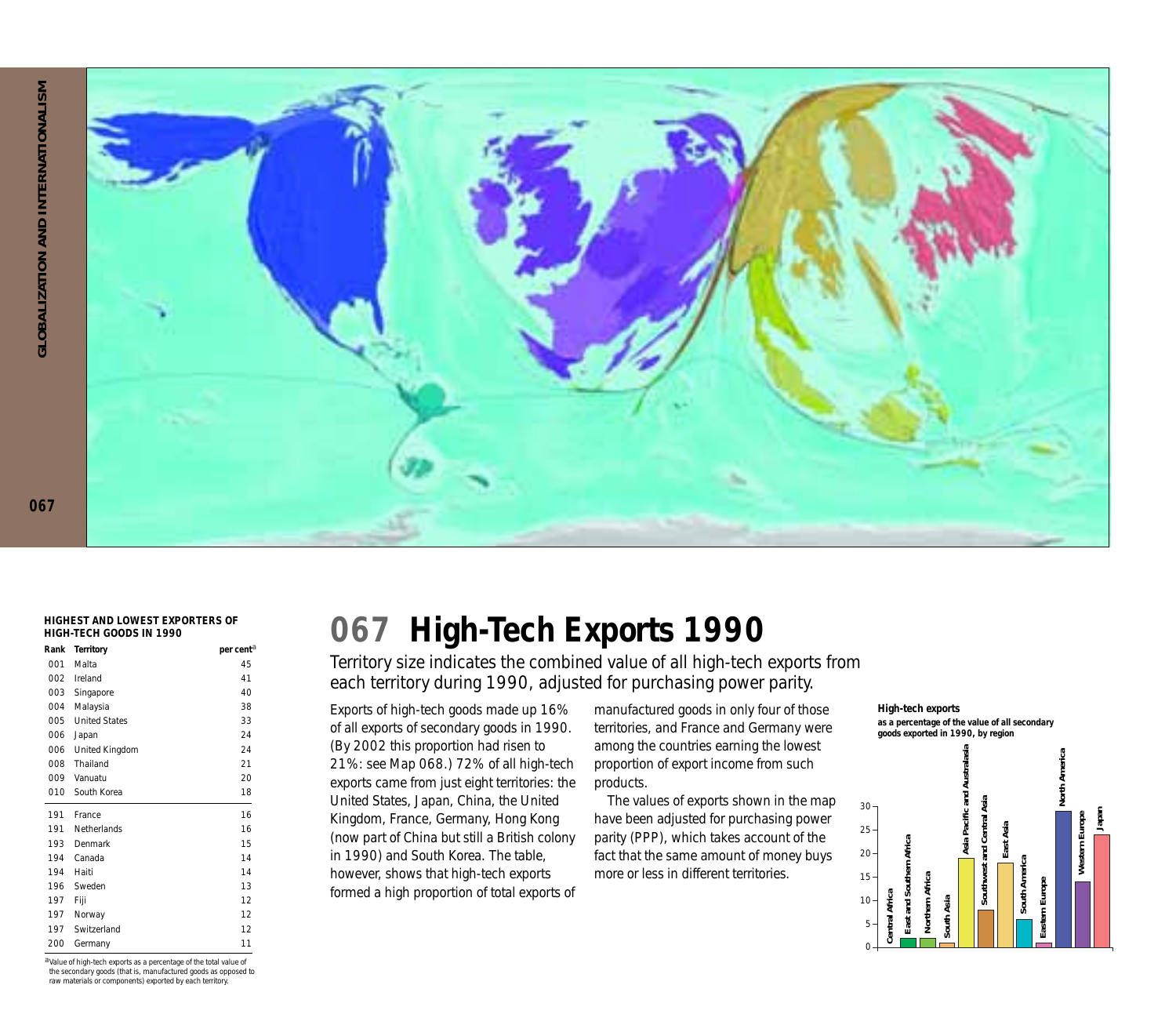**HIGHEST AND LOWEST EXPORTERS OF HIGH-TECH GOODS IN 1990**

| Rank | Territory | per cent[a] |
|---|---|---|
| 001 | Malta | 45 |
| 002 | Ireland | 41 |
| 003 | Singapore | 40 |
| 004 | Malaysia | 38 |
| 005 | United States | 33 |
| 006 | Japan | 24 |
| 006 | United Kingdom | 24 |
| 008 | Thailand | 21 |
| 009 | Vanuatu | 20 |
| 010 | South Korea | 18 |
| 191 | France | 16 |
| 191 | Netherlands | 16 |
| 193 | Denmark | 15 |
| 194 | Canada | 14 |
| 194 | Haiti | 14 |
| 196 | Sweden | 13 |
| 197 | Fiji | 12 |
| 197 | Norway | 12 |
| 197 | Switzerland | 12 |
| 200 | Germany | 11 |

[a]Value of high-tech exports as a percentage of the total value of the secondary goods (that is, manufactured goods as opposed to raw materials or components) exported by each territory.

# 067 High-Tech Exports 1990

Territory size indicates the combined value of all high-tech exports from each territory during 1990, adjusted for purchasing power parity.

Exports of high-tech goods made up 16% of all exports of secondary goods in 1990. (By 2002 this proportion had risen to 21%: see Map 068.) 72% of all high-tech exports came from just eight territories: the United States, Japan, China, the United Kingdom, France, Germany, Hong Kong (now part of China but still a British colony in 1990) and South Korea. The table, however, shows that high-tech exports formed a high proportion of total exports of manufactured goods in only four of those territories, and France and Germany were among the countries earning the lowest proportion of export income from such products.

The values of exports shown in the map have been adjusted for purchasing power parity (PPP), which takes account of the fact that the same amount of money buys more or less in different territories.

**High-tech exports**
**as a percentage of the value of all secondary goods exported in 1990, by region**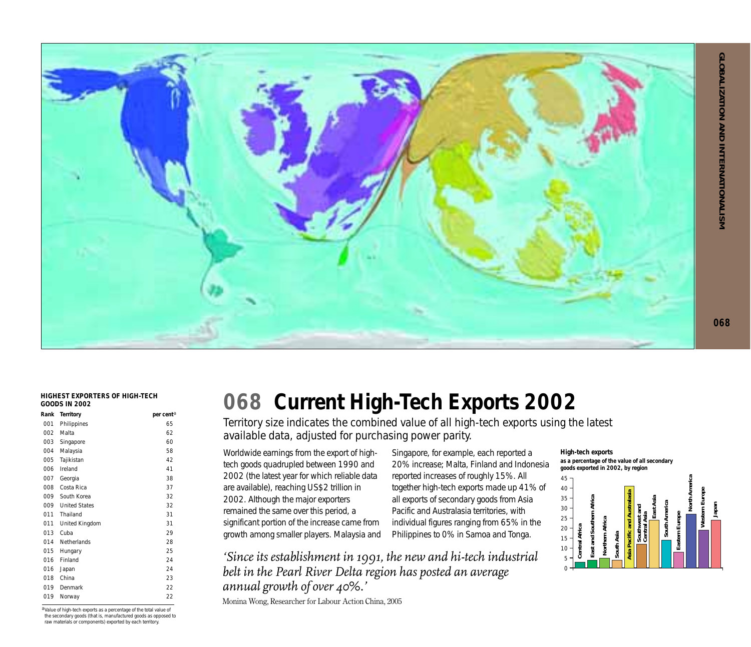## HIGHEST EXPORTERS OF HIGH-TECH GOODS IN 2002

| Rank | Territory | per cent[a] |
|---|---|---|
| 001 | Philippines | 65 |
| 002 | Malta | 62 |
| 003 | Singapore | 60 |
| 004 | Malaysia | 58 |
| 005 | Tajikistan | 42 |
| 006 | Ireland | 41 |
| 007 | Georgia | 38 |
| 008 | Costa Rica | 37 |
| 009 | South Korea | 32 |
| 009 | United States | 32 |
| 011 | Thailand | 31 |
| 011 | United Kingdom | 31 |
| 013 | Cuba | 29 |
| 014 | Netherlands | 28 |
| 015 | Hungary | 25 |
| 016 | Finland | 24 |
| 016 | Japan | 24 |
| 018 | China | 23 |
| 019 | Denmark | 22 |
| 019 | Norway | 22 |

[a]Value of high-tech exports as a percentage of the total value of the secondary goods (that is, manufactured goods as opposed to raw materials or components) exported by each territory.

# 068 Current High-Tech Exports 2002

Territory size indicates the combined value of all high-tech exports using the latest available data, adjusted for purchasing power parity.

Worldwide earnings from the export of high-tech goods quadrupled between 1990 and 2002 (the latest year for which reliable data are available), reaching US$2 trillion in 2002. Although the major exporters remained the same over this period, a significant portion of the increase came from growth among smaller players. Malaysia and Singapore, for example, each reported a 20% increase; Malta, Finland and Indonesia reported increases of roughly 15%. All together high-tech exports made up 41% of all exports of secondary goods from Asia Pacific and Australasia territories, with individual figures ranging from 65% in the Philippines to 0% in Samoa and Tonga.

*'Since its establishment in 1991, the new and hi-tech industrial belt in the Pearl River Delta region has posted an average annual growth of over 40%.'*

Monina Wong, Researcher for Labour Action China, 2005

**High-tech exports**
**as a percentage of the value of all secondary goods exported in 2002, by region**

| Region | Per cent (approx.) |
|---|---|
| Central Africa | 3 |
| East and Southern Africa | 4 |
| Northern Africa | 5 |
| South Asia | 4 |
| Asia Pacific and Australasia | 41 |
| Southwest and Central Asia | 12 |
| East Asia | 24 |
| South America | 14 |
| Eastern Europe | 8 |
| North America | 27 |
| Western Europe | 19 |
| Japan | 24 |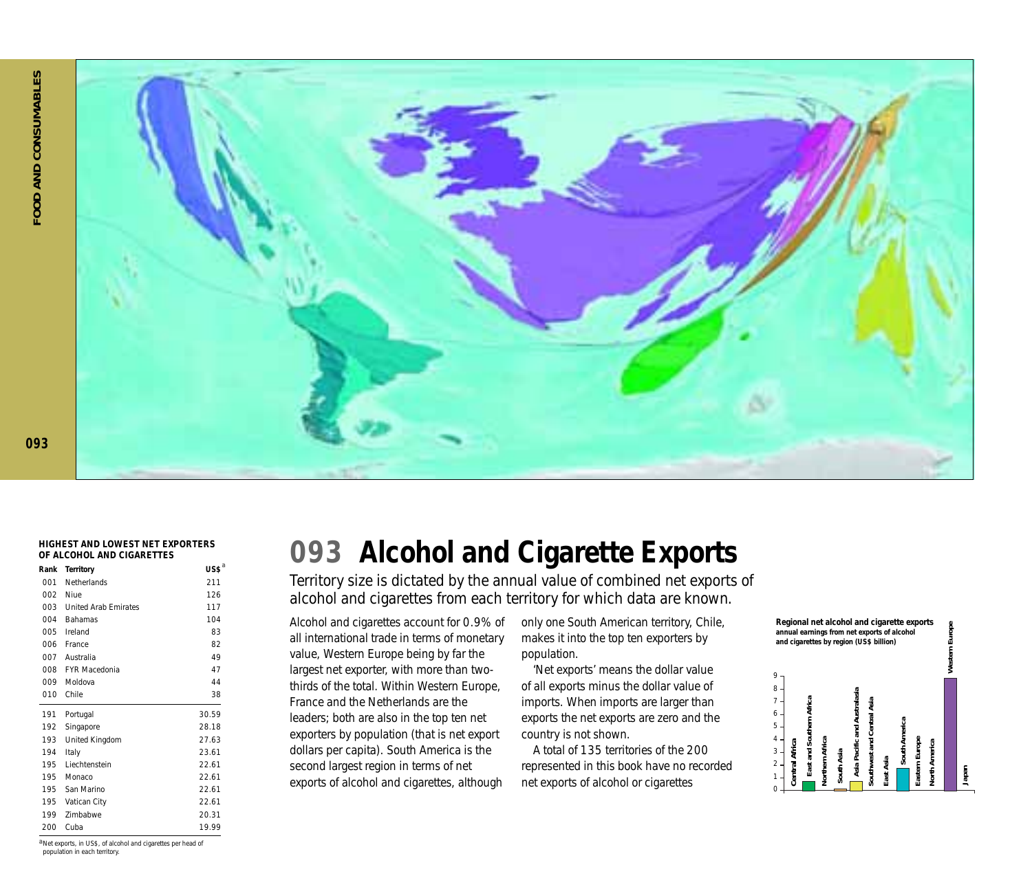# 093 Alcohol and Cigarette Exports

Territory size is dictated by the annual value of combined net exports of alcohol and cigarettes from each territory for which data are known.

Alcohol and cigarettes account for 0.9% of all international trade in terms of monetary value, Western Europe being by far the largest net exporter, with more than two-thirds of the total. Within Western Europe, France and the Netherlands are the leaders; both are also in the top ten net exporters by population (that is net export dollars per capita). South America is the second largest region in terms of net exports of alcohol and cigarettes, although only one South American territory, Chile, makes it into the top ten exporters by population.

'Net exports' means the dollar value of all exports minus the dollar value of imports. When imports are larger than exports the net exports are zero and the country is not shown.

A total of 135 territories of the 200 represented in this book have no recorded net exports of alcohol or cigarettes

**HIGHEST AND LOWEST NET EXPORTERS OF ALCOHOL AND CIGARETTES**

| Rank | Territory | US$[a] |
|---|---|---|
| 001 | Netherlands | 211 |
| 002 | Niue | 126 |
| 003 | United Arab Emirates | 117 |
| 004 | Bahamas | 104 |
| 005 | Ireland | 83 |
| 006 | France | 82 |
| 007 | Australia | 49 |
| 008 | FYR Macedonia | 47 |
| 009 | Moldova | 44 |
| 010 | Chile | 38 |
| 191 | Portugal | 30.59 |
| 192 | Singapore | 28.18 |
| 193 | United Kingdom | 27.63 |
| 194 | Italy | 23.61 |
| 195 | Liechtenstein | 22.61 |
| 195 | Monaco | 22.61 |
| 195 | San Marino | 22.61 |
| 195 | Vatican City | 22.61 |
| 199 | Zimbabwe | 20.31 |
| 200 | Cuba | 19.99 |

[a]Net exports, in US$, of alcohol and cigarettes per head of population in each territory.

**Regional net alcohol and cigarette exports**
annual earnings from net exports of alcohol and cigarettes by region (US$ billion)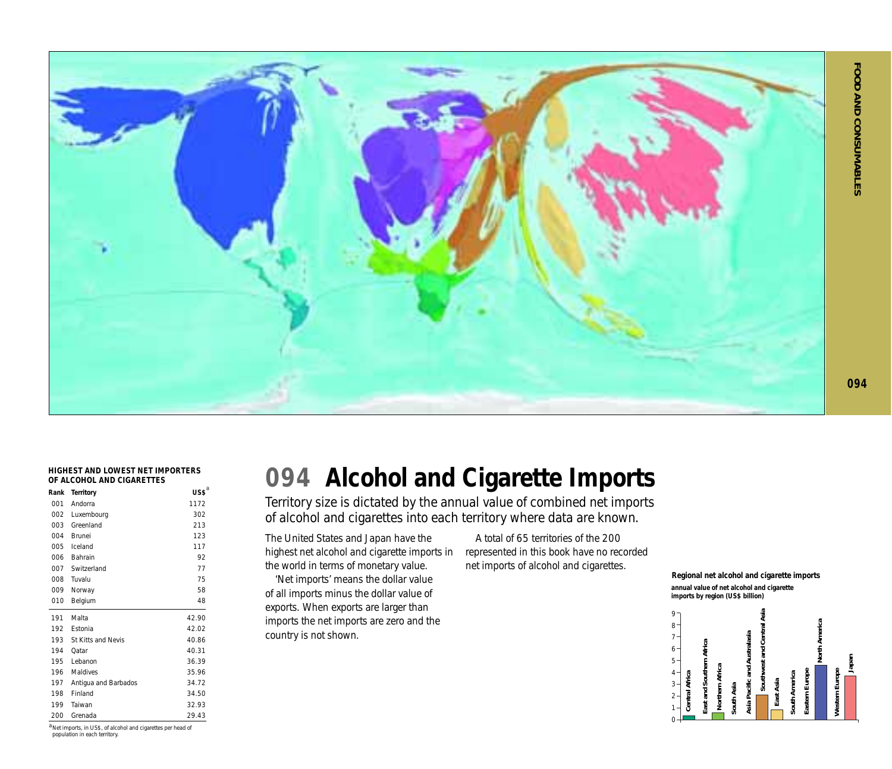# 094 Alcohol and Cigarette Imports

Territory size is dictated by the annual value of combined net imports of alcohol and cigarettes into each territory where data are known.

The United States and Japan have the highest net alcohol and cigarette imports in the world in terms of monetary value.

'Net imports' means the dollar value of all imports minus the dollar value of exports. When exports are larger than imports the net imports are zero and the country is not shown.

A total of 65 territories of the 200 represented in this book have no recorded net imports of alcohol and cigarettes.

**HIGHEST AND LOWEST NET IMPORTERS OF ALCOHOL AND CIGARETTES**

| Rank | Territory | US$[a] |
|---|---|---|
| 001 | Andorra | 1172 |
| 002 | Luxembourg | 302 |
| 003 | Greenland | 213 |
| 004 | Brunei | 123 |
| 005 | Iceland | 117 |
| 006 | Bahrain | 92 |
| 007 | Switzerland | 77 |
| 008 | Tuvalu | 75 |
| 009 | Norway | 58 |
| 010 | Belgium | 48 |
| 191 | Malta | 42.90 |
| 192 | Estonia | 42.02 |
| 193 | St Kitts and Nevis | 40.86 |
| 194 | Qatar | 40.31 |
| 195 | Lebanon | 36.39 |
| 196 | Maldives | 35.96 |
| 197 | Antigua and Barbados | 34.72 |
| 198 | Finland | 34.50 |
| 199 | Taiwan | 32.93 |
| 200 | Grenada | 29.43 |

[a] Net imports, in US$, of alcohol and cigarettes per head of population in each territory.

**Regional net alcohol and cigarette imports**

**annual value of net alcohol and cigarette imports by region (US$ billion)**

Regions: Central Africa, East and Southern Africa, Northern Africa, South Asia, Asia Pacific and Australasia, Southwest and Central Asia, East Asia, South America, Eastern Europe, North America, Western Europe, Japan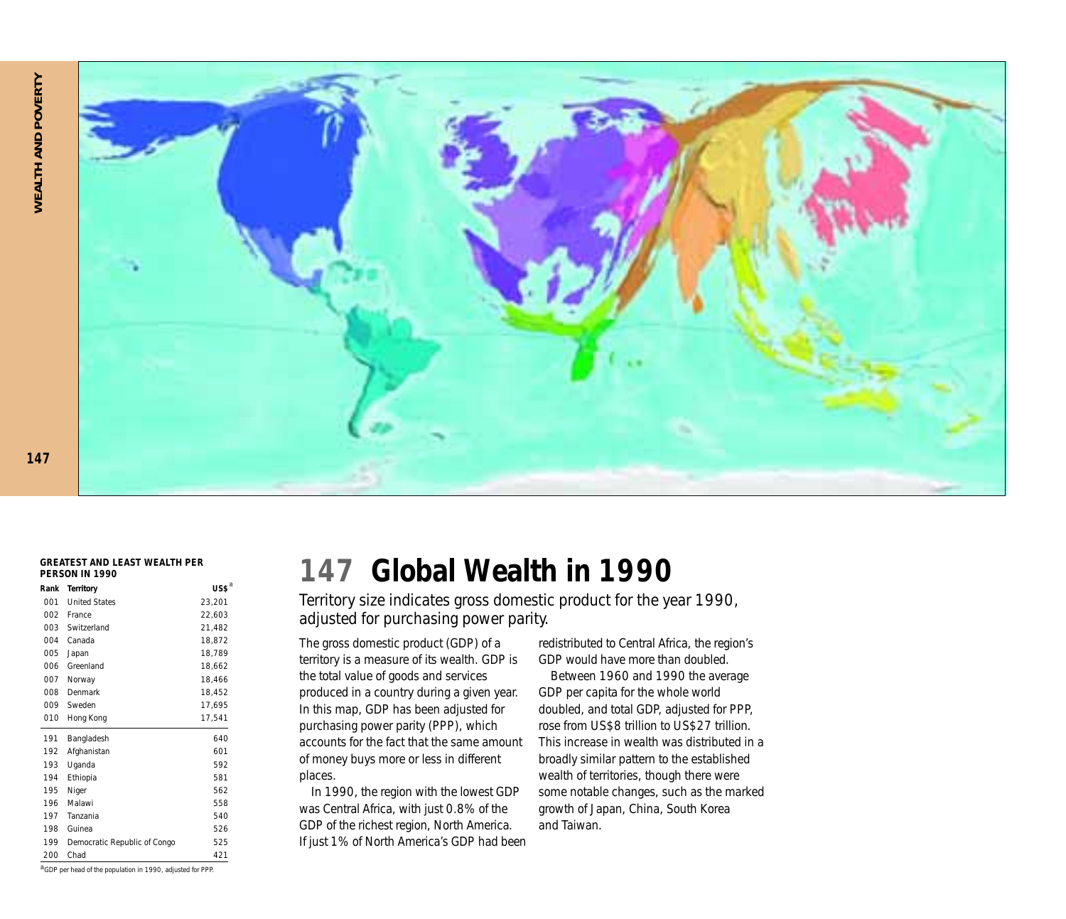# 147 Global Wealth in 1990

Territory size indicates gross domestic product for the year 1990, adjusted for purchasing power parity.

The gross domestic product (GDP) of a territory is a measure of its wealth. GDP is the total value of goods and services produced in a country during a given year. In this map, GDP has been adjusted for purchasing power parity (PPP), which accounts for the fact that the same amount of money buys more or less in different places.

In 1990, the region with the lowest GDP was Central Africa, with just 0.8% of the GDP of the richest region, North America. If just 1% of North America's GDP had been redistributed to Central Africa, the region's GDP would have more than doubled.

Between 1960 and 1990 the average GDP per capita for the whole world doubled, and total GDP, adjusted for PPP, rose from US$8 trillion to US$27 trillion. This increase in wealth was distributed in a broadly similar pattern to the established wealth of territories, though there were some notable changes, such as the marked growth of Japan, China, South Korea and Taiwan.

**GREATEST AND LEAST WEALTH PER PERSON IN 1990**

| Rank | Territory | US$[a] |
|---|---|---|
| 001 | United States | 23,201 |
| 002 | France | 22,603 |
| 003 | Switzerland | 21,482 |
| 004 | Canada | 18,872 |
| 005 | Japan | 18,789 |
| 006 | Greenland | 18,662 |
| 007 | Norway | 18,466 |
| 008 | Denmark | 18,452 |
| 009 | Sweden | 17,695 |
| 010 | Hong Kong | 17,541 |
| 191 | Bangladesh | 640 |
| 192 | Afghanistan | 601 |
| 193 | Uganda | 592 |
| 194 | Ethiopia | 581 |
| 195 | Niger | 562 |
| 196 | Malawi | 558 |
| 197 | Tanzania | 540 |
| 198 | Guinea | 526 |
| 199 | Democratic Republic of Congo | 525 |
| 200 | Chad | 421 |

[a] GDP per head of the population in 1990, adjusted for PPP.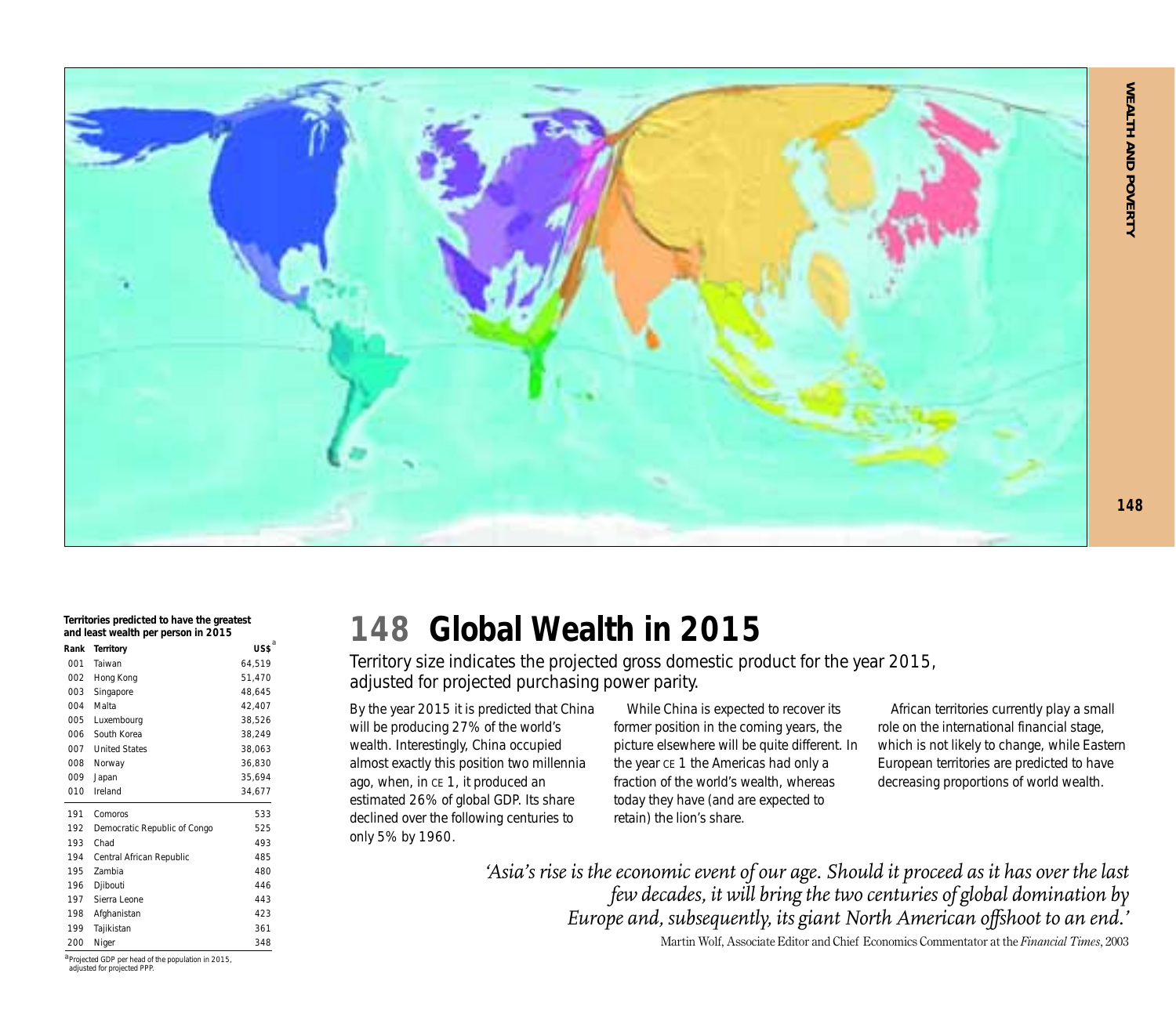# 148 Global Wealth in 2015

Territory size indicates the projected gross domestic product for the year 2015, adjusted for projected purchasing power parity.

By the year 2015 it is predicted that China will be producing 27% of the world's wealth. Interestingly, China occupied almost exactly this position two millennia ago, when, in CE 1, it produced an estimated 26% of global GDP. Its share declined over the following centuries to only 5% by 1960.

While China is expected to recover its former position in the coming years, the picture elsewhere will be quite different. In the year CE 1 the Americas had only a fraction of the world's wealth, whereas today they have (and are expected to retain) the lion's share.

African territories currently play a small role on the international financial stage, which is not likely to change, while Eastern European territories are predicted to have decreasing proportions of world wealth.

*'Asia's rise is the economic event of our age. Should it proceed as it has over the last few decades, it will bring the two centuries of global domination by Europe and, subsequently, its giant North American offshoot to an end.'*

Martin Wolf, Associate Editor and Chief Economics Commentator at the *Financial Times*, 2003

**Territories predicted to have the greatest and least wealth per person in 2015**

| Rank | Territory | US$[a] |
|---|---|---|
| 001 | Taiwan | 64,519 |
| 002 | Hong Kong | 51,470 |
| 003 | Singapore | 48,645 |
| 004 | Malta | 42,407 |
| 005 | Luxembourg | 38,526 |
| 006 | South Korea | 38,249 |
| 007 | United States | 38,063 |
| 008 | Norway | 36,830 |
| 009 | Japan | 35,694 |
| 010 | Ireland | 34,677 |
| 191 | Comoros | 533 |
| 192 | Democratic Republic of Congo | 525 |
| 193 | Chad | 493 |
| 194 | Central African Republic | 485 |
| 195 | Zambia | 480 |
| 196 | Djibouti | 446 |
| 197 | Sierra Leone | 443 |
| 198 | Afghanistan | 423 |
| 199 | Tajikistan | 361 |
| 200 | Niger | 348 |

[a] Projected GDP per head of the population in 2015, adjusted for projected PPP.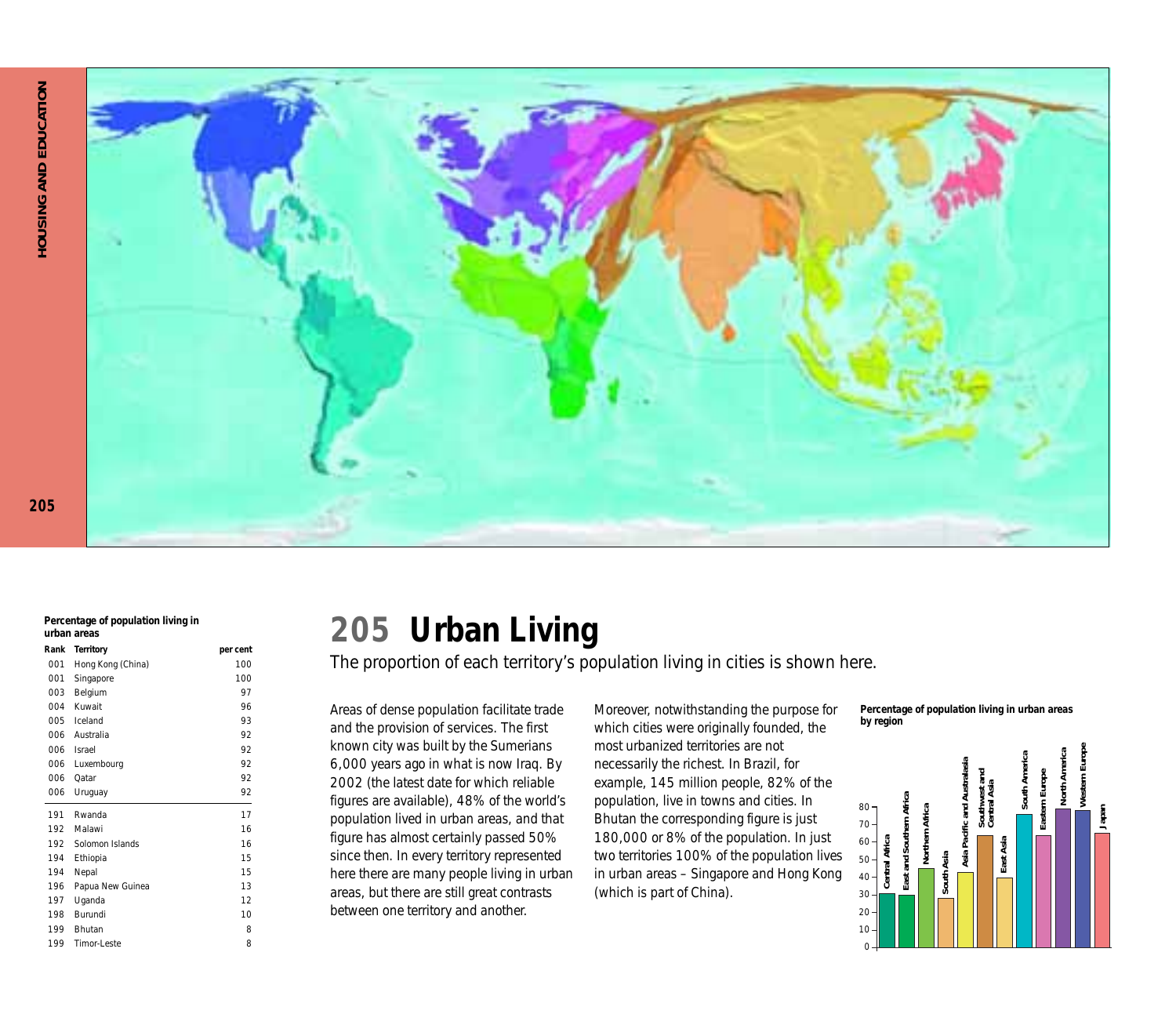# 205 Urban Living

The proportion of each territory's population living in cities is shown here.

**Percentage of population living in urban areas**

| Rank | Territory | per cent |
|---|---|---|
| 001 | Hong Kong (China) | 100 |
| 001 | Singapore | 100 |
| 003 | Belgium | 97 |
| 004 | Kuwait | 96 |
| 005 | Iceland | 93 |
| 006 | Australia | 92 |
| 006 | Israel | 92 |
| 006 | Luxembourg | 92 |
| 006 | Qatar | 92 |
| 006 | Uruguay | 92 |
| 191 | Rwanda | 17 |
| 192 | Malawi | 16 |
| 192 | Solomon Islands | 16 |
| 194 | Ethiopia | 15 |
| 194 | Nepal | 15 |
| 196 | Papua New Guinea | 13 |
| 197 | Uganda | 12 |
| 198 | Burundi | 10 |
| 199 | Bhutan | 8 |
| 199 | Timor-Leste | 8 |

Areas of dense population facilitate trade and the provision of services. The first known city was built by the Sumerians 6,000 years ago in what is now Iraq. By 2002 (the latest date for which reliable figures are available), 48% of the world's population lived in urban areas, and that figure has almost certainly passed 50% since then. In every territory represented here there are many people living in urban areas, but there are still great contrasts between one territory and another.

Moreover, notwithstanding the purpose for which cities were originally founded, the most urbanized territories are not necessarily the richest. In Brazil, for example, 145 million people, 82% of the population, live in towns and cities. In Bhutan the corresponding figure is just 180,000 or 8% of the population. In just two territories 100% of the population lives in urban areas – Singapore and Hong Kong (which is part of China).

**Percentage of population living in urban areas by region**

Central Africa, East and Southern Africa, Northern Africa, South Asia, Asia Pacific and Australasia, Southwest and Central Asia, East Asia, South America, Eastern Europe, North America, Western Europe, Japan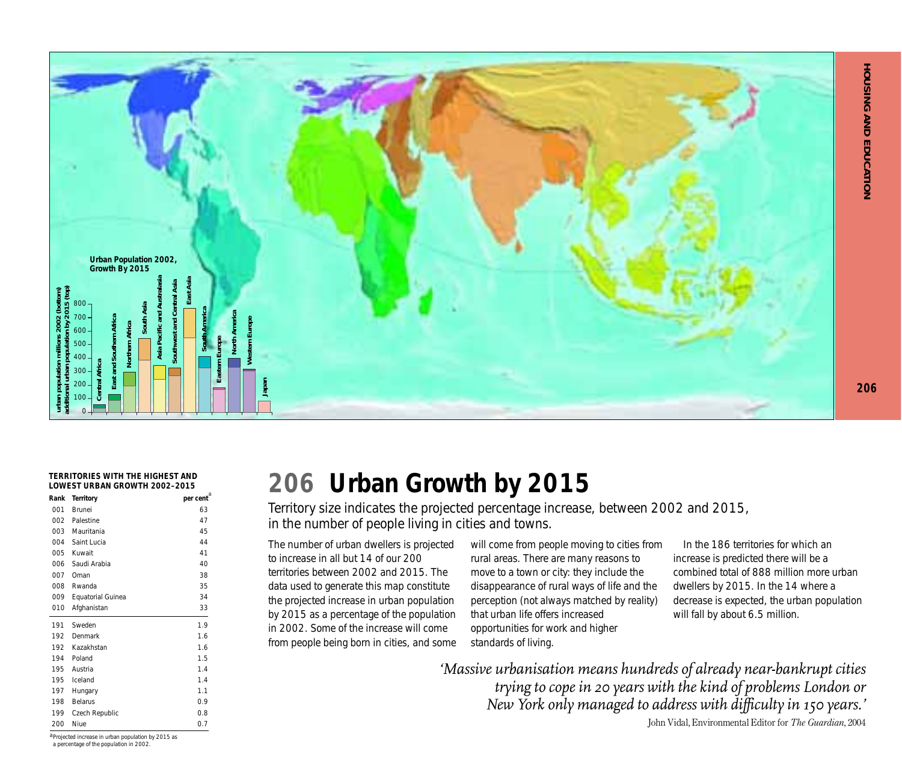# 206 Urban Growth by 2015

Territory size indicates the projected percentage increase, between 2002 and 2015, in the number of people living in cities and towns.

The number of urban dwellers is projected to increase in all but 14 of our 200 territories between 2002 and 2015. The data used to generate this map constitute the projected increase in urban population by 2015 as a percentage of the population in 2002. Some of the increase will come from people being born in cities, and some will come from people moving to cities from rural areas. There are many reasons to move to a town or city: they include the disappearance of rural ways of life and the perception (not always matched by reality) that urban life offers increased opportunities for work and higher standards of living.

In the 186 territories for which an increase is predicted there will be a combined total of 888 million more urban dwellers by 2015. In the 14 where a decrease is expected, the urban population will fall by about 6.5 million.

*'Massive urbanisation means hundreds of already near-bankrupt cities trying to cope in 20 years with the kind of problems London or New York only managed to address with difficulty in 150 years.'*

John Vidal, Environmental Editor for *The Guardian*, 2004

**TERRITORIES WITH THE HIGHEST AND LOWEST URBAN GROWTH 2002–2015**

| Rank | Territory | per cent[a] |
|---|---|---|
| 001 | Brunei | 63 |
| 002 | Palestine | 47 |
| 003 | Mauritania | 45 |
| 004 | Saint Lucia | 44 |
| 005 | Kuwait | 41 |
| 006 | Saudi Arabia | 40 |
| 007 | Oman | 38 |
| 008 | Rwanda | 35 |
| 009 | Equatorial Guinea | 34 |
| 010 | Afghanistan | 33 |
| 191 | Sweden | 1.9 |
| 192 | Denmark | 1.6 |
| 192 | Kazakhstan | 1.6 |
| 194 | Poland | 1.5 |
| 195 | Austria | 1.4 |
| 195 | Iceland | 1.4 |
| 197 | Hungary | 1.1 |
| 198 | Belarus | 0.9 |
| 199 | Czech Republic | 0.8 |
| 200 | Niue | 0.7 |

[a]Projected increase in urban population by 2015 as a percentage of the population in 2002.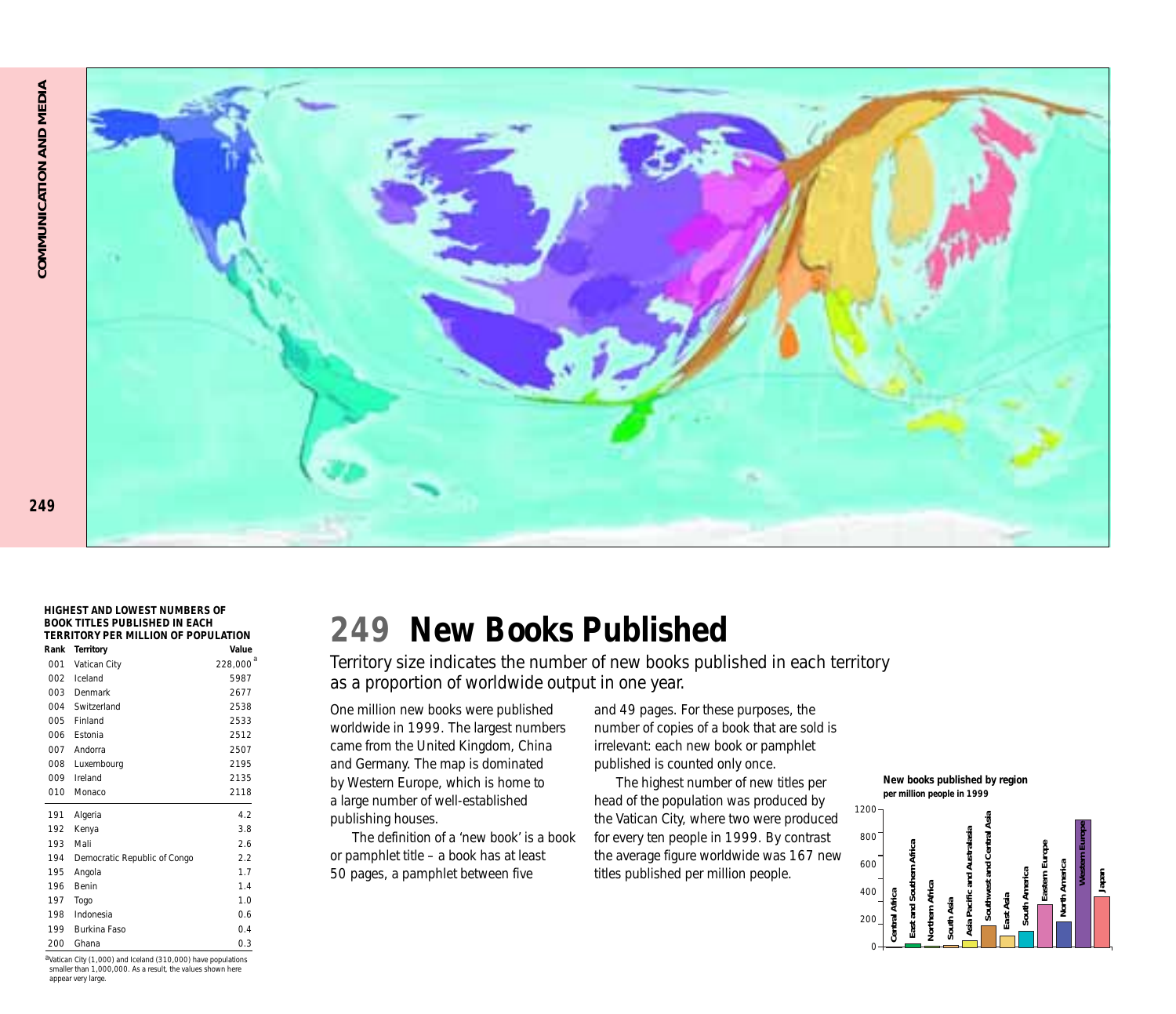# 249 New Books Published

Territory size indicates the number of new books published in each territory as a proportion of worldwide output in one year.

One million new books were published worldwide in 1999. The largest numbers came from the United Kingdom, China and Germany. The map is dominated by Western Europe, which is home to a large number of well-established publishing houses.

The definition of a 'new book' is a book or pamphlet title – a book has at least 50 pages, a pamphlet between five and 49 pages. For these purposes, the number of copies of a book that are sold is irrelevant: each new book or pamphlet published is counted only once.

The highest number of new titles per head of the population was produced by the Vatican City, where two were produced for every ten people in 1999. By contrast the average figure worldwide was 167 new titles published per million people.

**HIGHEST AND LOWEST NUMBERS OF BOOK TITLES PUBLISHED IN EACH TERRITORY PER MILLION OF POPULATION**

| Rank | Territory | Value |
|---|---|---|
| 001 | Vatican City | 228,000 [a] |
| 002 | Iceland | 5987 |
| 003 | Denmark | 2677 |
| 004 | Switzerland | 2538 |
| 005 | Finland | 2533 |
| 006 | Estonia | 2512 |
| 007 | Andorra | 2507 |
| 008 | Luxembourg | 2195 |
| 009 | Ireland | 2135 |
| 010 | Monaco | 2118 |
| 191 | Algeria | 4.2 |
| 192 | Kenya | 3.8 |
| 193 | Mali | 2.6 |
| 194 | Democratic Republic of Congo | 2.2 |
| 195 | Angola | 1.7 |
| 196 | Benin | 1.4 |
| 197 | Togo | 1.0 |
| 198 | Indonesia | 0.6 |
| 199 | Burkina Faso | 0.4 |
| 200 | Ghana | 0.3 |

[a] Vatican City (1,000) and Iceland (310,000) have populations smaller than 1,000,000. As a result, the values shown here appear very large.

**New books published by region per million people in 1999**

Regions: Central Africa, East and Southern Africa, Northern Africa, South Asia, Asia Pacific and Australasia, Southwest and Central Asia, East Asia, South America, Eastern Europe, North America, Western Europe, Japan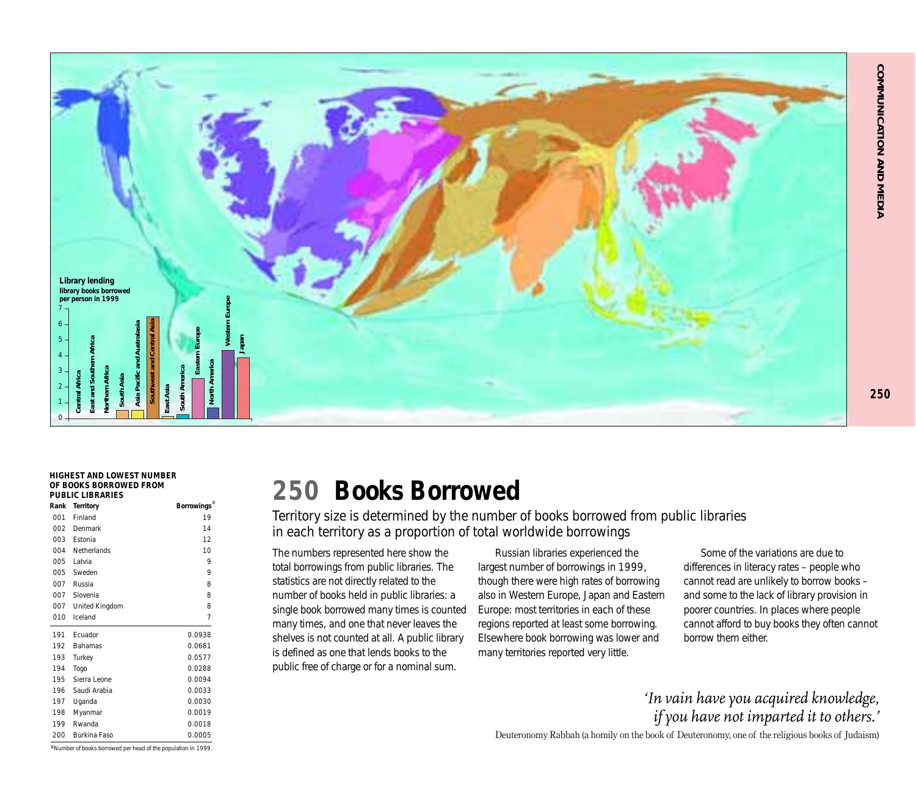# 250 Books Borrowed

Territory size is determined by the number of books borrowed from public libraries in each territory as a proportion of total worldwide borrowings

The numbers represented here show the total borrowings from public libraries. The statistics are not directly related to the number of books held in public libraries: a single book borrowed many times is counted many times, and one that never leaves the shelves is not counted at all. A public library is defined as one that lends books to the public free of charge or for a nominal sum.

Russian libraries experienced the largest number of borrowings in 1999, though there were high rates of borrowing also in Western Europe, Japan and Eastern Europe: most territories in each of these regions reported at least some borrowing. Elsewhere book borrowing was lower and many territories reported very little.

Some of the variations are due to differences in literacy rates – people who cannot read are unlikely to borrow books – and some to the lack of library provision in poorer countries. In places where people cannot afford to buy books they often cannot borrow them either.

*'In vain have you acquired knowledge, if you have not imparted it to others.'*

Deuteronomy Rabbah (a homily on the book of Deuteronomy, one of the religious books of Judaism)

**Library lending**
**library books borrowed per person in 1999**

**HIGHEST AND LOWEST NUMBER OF BOOKS BORROWED FROM PUBLIC LIBRARIES**

| Rank | Territory | Borrowings[a] |
|---|---|---|
| 001 | Finland | 19 |
| 002 | Denmark | 14 |
| 003 | Estonia | 12 |
| 004 | Netherlands | 10 |
| 005 | Latvia | 9 |
| 005 | Sweden | 9 |
| 007 | Russia | 8 |
| 007 | Slovenia | 8 |
| 007 | United Kingdom | 8 |
| 010 | Iceland | 7 |
| 191 | Ecuador | 0.0938 |
| 192 | Bahamas | 0.0681 |
| 193 | Turkey | 0.0577 |
| 194 | Togo | 0.0288 |
| 195 | Sierra Leone | 0.0094 |
| 196 | Saudi Arabia | 0.0033 |
| 197 | Uganda | 0.0030 |
| 198 | Myanmar | 0.0019 |
| 199 | Rwanda | 0.0018 |
| 200 | Burkina Faso | 0.0005 |

[a]Number of books borrowed per head of the population in 1999.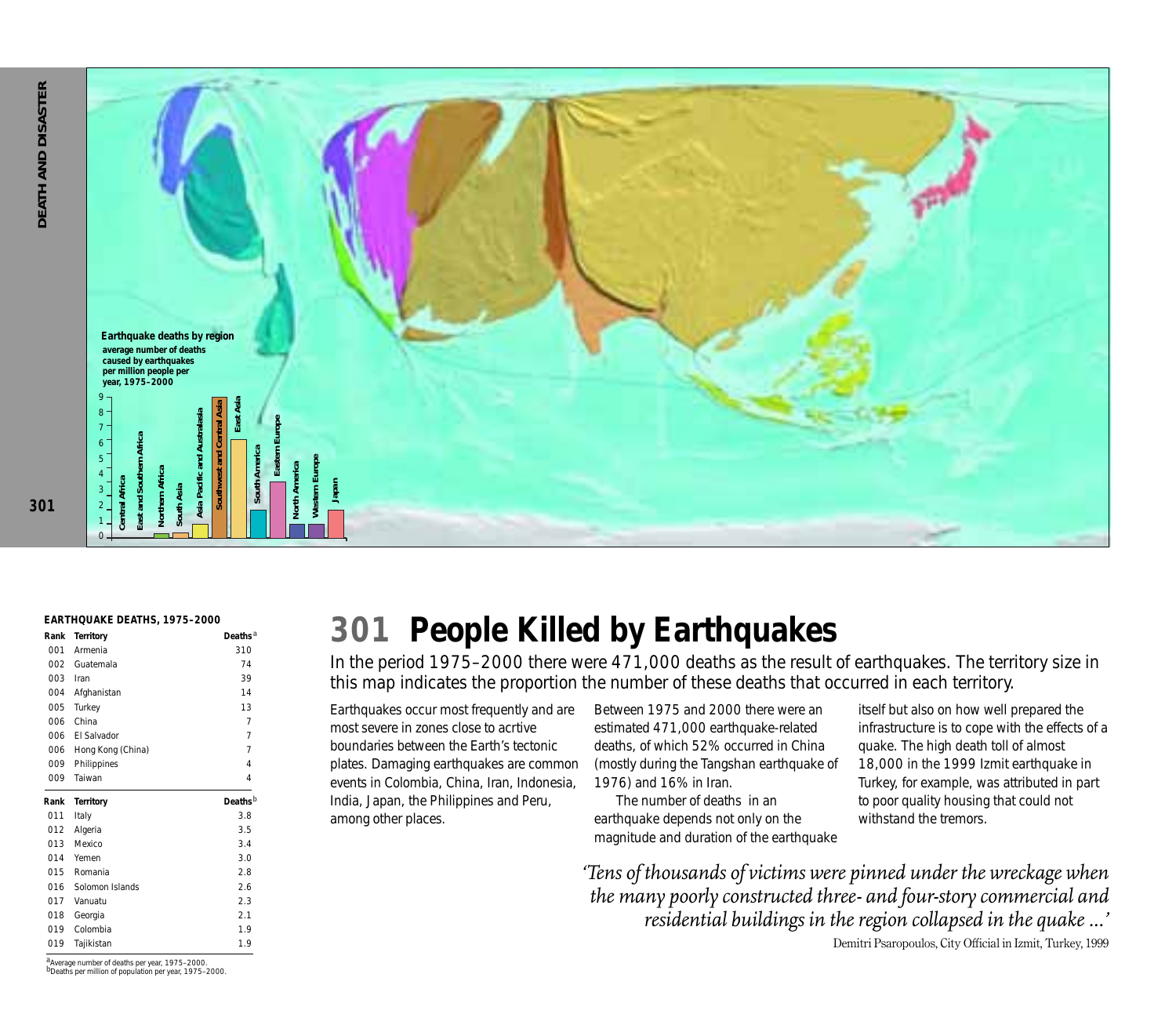Earthquake deaths by region

average number of deaths caused by earthquakes per million people per year, 1975–2000

**EARTHQUAKE DEATHS, 1975–2000**

| Rank | Territory | Deaths[a] |
|---|---|---|
| 001 | Armenia | 310 |
| 002 | Guatemala | 74 |
| 003 | Iran | 39 |
| 004 | Afghanistan | 14 |
| 005 | Turkey | 13 |
| 006 | China | 7 |
| 006 | El Salvador | 7 |
| 006 | Hong Kong (China) | 7 |
| 009 | Philippines | 4 |
| 009 | Taiwan | 4 |

| Rank | Territory | Deaths[b] |
|---|---|---|
| 011 | Italy | 3.8 |
| 012 | Algeria | 3.5 |
| 013 | Mexico | 3.4 |
| 014 | Yemen | 3.0 |
| 015 | Romania | 2.8 |
| 016 | Solomon Islands | 2.6 |
| 017 | Vanuatu | 2.3 |
| 018 | Georgia | 2.1 |
| 019 | Colombia | 1.9 |
| 019 | Tajikistan | 1.9 |

[a]Average number of deaths per year, 1975–2000.
[b]Deaths per million of population per year, 1975–2000.

# 301 People Killed by Earthquakes

In the period 1975–2000 there were 471,000 deaths as the result of earthquakes. The territory size in this map indicates the proportion the number of these deaths that occurred in each territory.

Earthquakes occur most frequently and are most severe in zones close to acrtive boundaries between the Earth's tectonic plates. Damaging earthquakes are common events in Colombia, China, Iran, Indonesia, India, Japan, the Philippines and Peru, among other places.

Between 1975 and 2000 there were an estimated 471,000 earthquake-related deaths, of which 52% occurred in China (mostly during the Tangshan earthquake of 1976) and 16% in Iran.

The number of deaths in an earthquake depends not only on the magnitude and duration of the earthquake itself but also on how well prepared the infrastructure is to cope with the effects of a quake. The high death toll of almost 18,000 in the 1999 Izmit earthquake in Turkey, for example, was attributed in part to poor quality housing that could not withstand the tremors.

*'Tens of thousands of victims were pinned under the wreckage when the many poorly constructed three- and four-story commercial and residential buildings in the region collapsed in the quake ...'*

Demitri Psaropoulos, City Official in Izmit, Turkey, 1999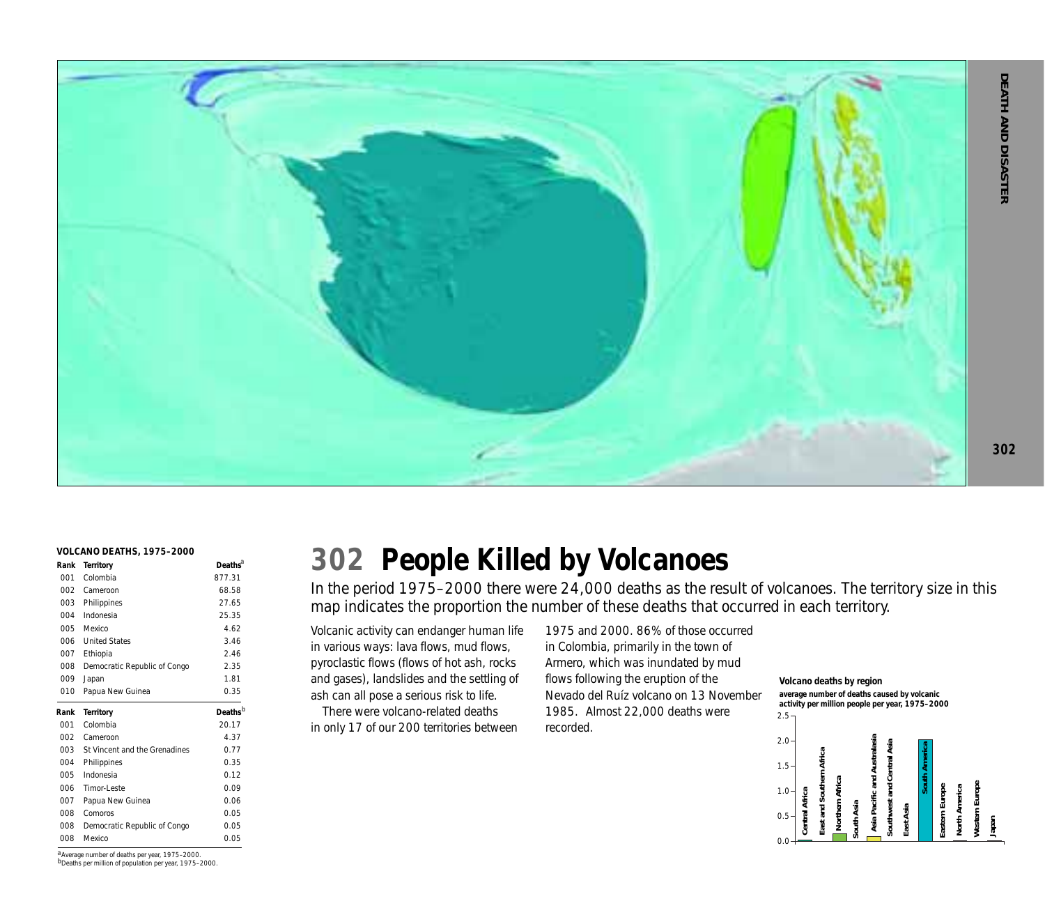# 302 People Killed by Volcanoes

In the period 1975–2000 there were 24,000 deaths as the result of volcanoes. The territory size in this map indicates the proportion the number of these deaths that occurred in each territory.

Volcanic activity can endanger human life in various ways: lava flows, mud flows, pyroclastic flows (flows of hot ash, rocks and gases), landslides and the settling of ash can all pose a serious risk to life.

There were volcano-related deaths in only 17 of our 200 territories between 1975 and 2000. 86% of those occurred in Colombia, primarily in the town of Armero, which was inundated by mud flows following the eruption of the Nevado del Ruíz volcano on 13 November 1985. Almost 22,000 deaths were recorded.

**VOLCANO DEATHS, 1975–2000**

| Rank | Territory | Deaths[a] |
|---|---|---|
| 001 | Colombia | 877.31 |
| 002 | Cameroon | 68.58 |
| 003 | Philippines | 27.65 |
| 004 | Indonesia | 25.35 |
| 005 | Mexico | 4.62 |
| 006 | United States | 3.46 |
| 007 | Ethiopia | 2.46 |
| 008 | Democratic Republic of Congo | 2.35 |
| 009 | Japan | 1.81 |
| 010 | Papua New Guinea | 0.35 |

| Rank | Territory | Deaths[b] |
|---|---|---|
| 001 | Colombia | 20.17 |
| 002 | Cameroon | 4.37 |
| 003 | St Vincent and the Grenadines | 0.77 |
| 004 | Philippines | 0.35 |
| 005 | Indonesia | 0.12 |
| 006 | Timor-Leste | 0.09 |
| 007 | Papua New Guinea | 0.06 |
| 008 | Comoros | 0.05 |
| 008 | Democratic Republic of Congo | 0.05 |
| 008 | Mexico | 0.05 |

[a]Average number of deaths per year, 1975–2000.
[b]Deaths per million of population per year, 1975–2000.

**Volcano deaths by region**
**average number of deaths caused by volcanic activity per million people per year, 1975–2000**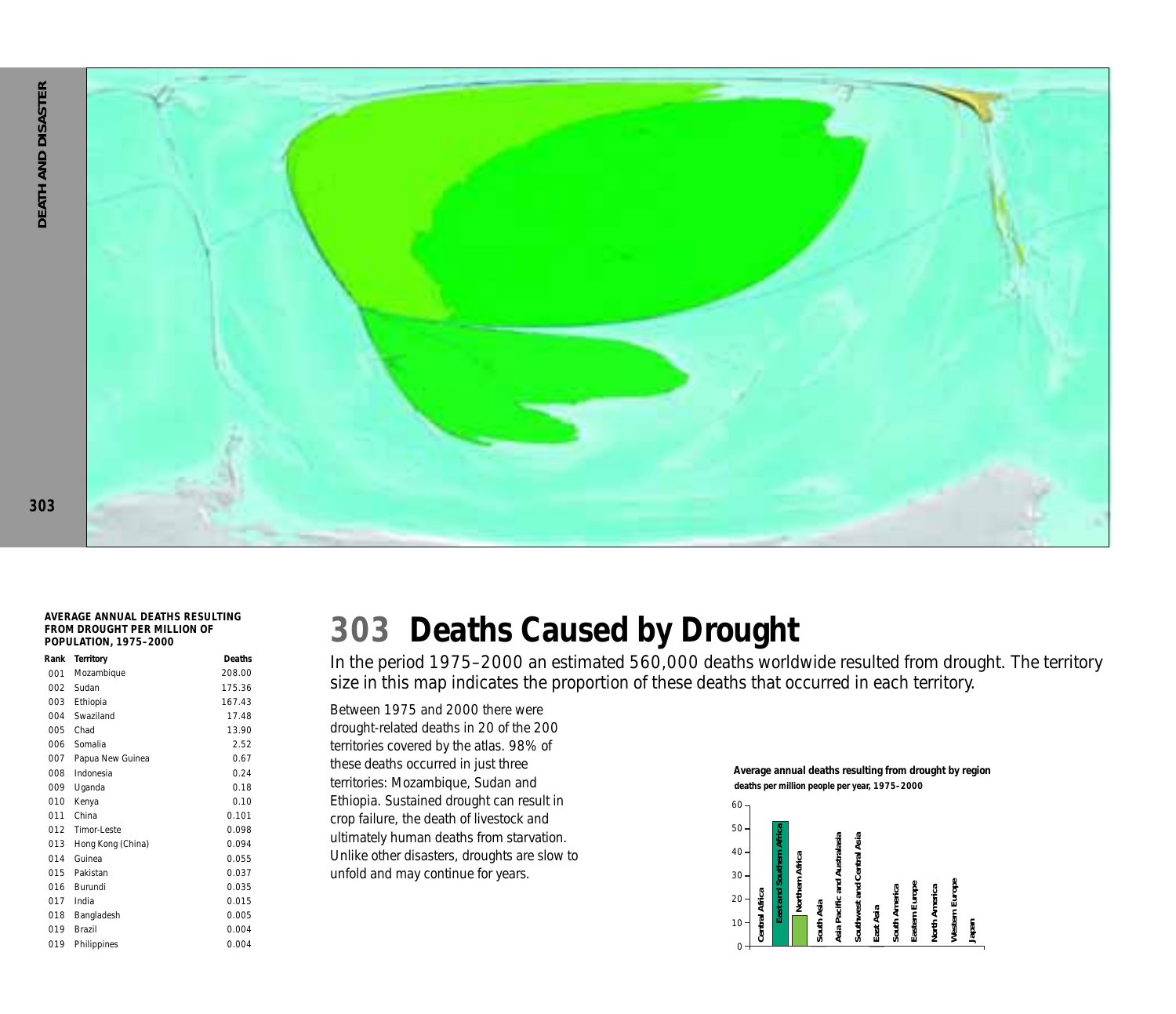**AVERAGE ANNUAL DEATHS RESULTING FROM DROUGHT PER MILLION OF POPULATION, 1975–2000**

| Rank | Territory | Deaths |
|---|---|---|
| 001 | Mozambique | 208.00 |
| 002 | Sudan | 175.36 |
| 003 | Ethiopia | 167.43 |
| 004 | Swaziland | 17.48 |
| 005 | Chad | 13.90 |
| 006 | Somalia | 2.52 |
| 007 | Papua New Guinea | 0.67 |
| 008 | Indonesia | 0.24 |
| 009 | Uganda | 0.18 |
| 010 | Kenya | 0.10 |
| 011 | China | 0.101 |
| 012 | Timor-Leste | 0.098 |
| 013 | Hong Kong (China) | 0.094 |
| 014 | Guinea | 0.055 |
| 015 | Pakistan | 0.037 |
| 016 | Burundi | 0.035 |
| 017 | India | 0.015 |
| 018 | Bangladesh | 0.005 |
| 019 | Brazil | 0.004 |
| 019 | Philippines | 0.004 |

# 303 Deaths Caused by Drought

In the period 1975–2000 an estimated 560,000 deaths worldwide resulted from drought. The territory size in this map indicates the proportion of these deaths that occurred in each territory.

Between 1975 and 2000 there were drought-related deaths in 20 of the 200 territories covered by the atlas. 98% of these deaths occurred in just three territories: Mozambique, Sudan and Ethiopia. Sustained drought can result in crop failure, the death of livestock and ultimately human deaths from starvation. Unlike other disasters, droughts are slow to unfold and may continue for years.

**Average annual deaths resulting from drought by region**
**deaths per million people per year, 1975–2000**

Central Africa, East and Southern Africa, Northern Africa, South Asia, Asia Pacific and Australasia, Southwest and Central Asia, East Asia, South America, Eastern Europe, North America, Western Europe, Japan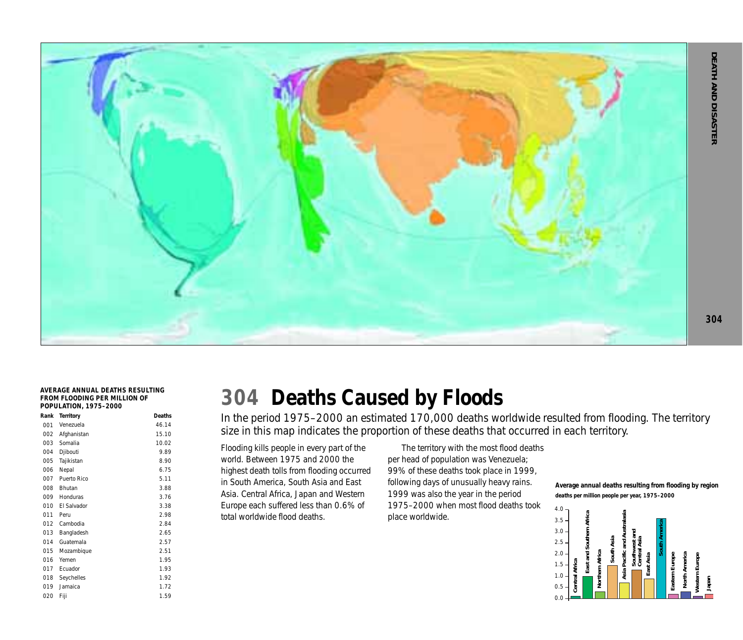# 304 Deaths Caused by Floods

In the period 1975–2000 an estimated 170,000 deaths worldwide resulted from flooding. The territory size in this map indicates the proportion of these deaths that occurred in each territory.

Flooding kills people in every part of the world. Between 1975 and 2000 the highest death tolls from flooding occurred in South America, South Asia and East Asia. Central Africa, Japan and Western Europe each suffered less than 0.6% of total worldwide flood deaths.

The territory with the most flood deaths per head of population was Venezuela; 99% of these deaths took place in 1999, following days of unusually heavy rains. 1999 was also the year in the period 1975–2000 when most flood deaths took place worldwide.

**AVERAGE ANNUAL DEATHS RESULTING FROM FLOODING PER MILLION OF POPULATION, 1975–2000**

| Rank | Territory | Deaths |
|---|---|---|
| 001 | Venezuela | 46.14 |
| 002 | Afghanistan | 15.10 |
| 003 | Somalia | 10.02 |
| 004 | Djibouti | 9.89 |
| 005 | Tajikistan | 8.90 |
| 006 | Nepal | 6.75 |
| 007 | Puerto Rico | 5.11 |
| 008 | Bhutan | 3.88 |
| 009 | Honduras | 3.76 |
| 010 | El Salvador | 3.38 |
| 011 | Peru | 2.98 |
| 012 | Cambodia | 2.84 |
| 013 | Bangladesh | 2.65 |
| 014 | Guatemala | 2.57 |
| 015 | Mozambique | 2.51 |
| 016 | Yemen | 1.95 |
| 017 | Ecuador | 1.93 |
| 018 | Seychelles | 1.92 |
| 019 | Jamaica | 1.72 |
| 020 | Fiji | 1.59 |

**Average annual deaths resulting from flooding by region**
**deaths per million people per year, 1975–2000**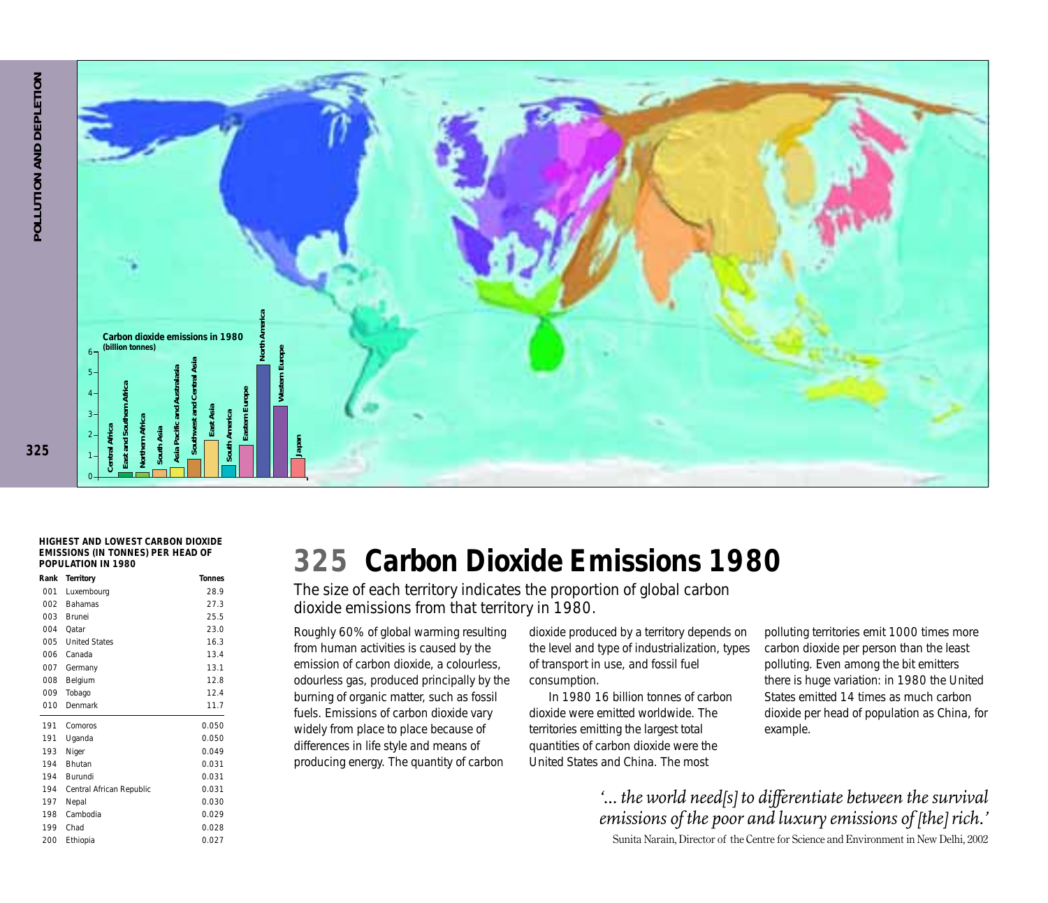# 325 Carbon Dioxide Emissions 1980

The size of each territory indicates the proportion of global carbon dioxide emissions from that territory in 1980.

Carbon dioxide emissions in 1980 (billion tonnes)

Central Africa, East and Southern Africa, Northern Africa, South Asia, Asia Pacific and Australasia, Southwest and Central Asia, East Asia, South America, Eastern Europe, North America, Western Europe, Japan

Roughly 60% of global warming resulting from human activities is caused by the emission of carbon dioxide, a colourless, odourless gas, produced principally by the burning of organic matter, such as fossil fuels. Emissions of carbon dioxide vary widely from place to place because of differences in life style and means of producing energy. The quantity of carbon dioxide produced by a territory depends on the level and type of industrialization, types of transport in use, and fossil fuel consumption.

In 1980 16 billion tonnes of carbon dioxide were emitted worldwide. The territories emitting the largest total quantities of carbon dioxide were the United States and China. The most polluting territories emit 1000 times more carbon dioxide per person than the least polluting. Even among the bit emitters there is huge variation: in 1980 the United States emitted 14 times as much carbon dioxide per head of population as China, for example.

**HIGHEST AND LOWEST CARBON DIOXIDE EMISSIONS (IN TONNES) PER HEAD OF POPULATION IN 1980**

| Rank | Territory | Tonnes |
|---|---|---|
| 001 | Luxembourg | 28.9 |
| 002 | Bahamas | 27.3 |
| 003 | Brunei | 25.5 |
| 004 | Qatar | 23.0 |
| 005 | United States | 16.3 |
| 006 | Canada | 13.4 |
| 007 | Germany | 13.1 |
| 008 | Belgium | 12.8 |
| 009 | Tobago | 12.4 |
| 010 | Denmark | 11.7 |
| 191 | Comoros | 0.050 |
| 191 | Uganda | 0.050 |
| 193 | Niger | 0.049 |
| 194 | Bhutan | 0.031 |
| 194 | Burundi | 0.031 |
| 194 | Central African Republic | 0.031 |
| 197 | Nepal | 0.030 |
| 198 | Cambodia | 0.029 |
| 199 | Chad | 0.028 |
| 200 | Ethiopia | 0.027 |

*'... the world need[s] to differentiate between the survival emissions of the poor and luxury emissions of [the] rich.'*

Sunita Narain, Director of the Centre for Science and Environment in New Delhi, 2002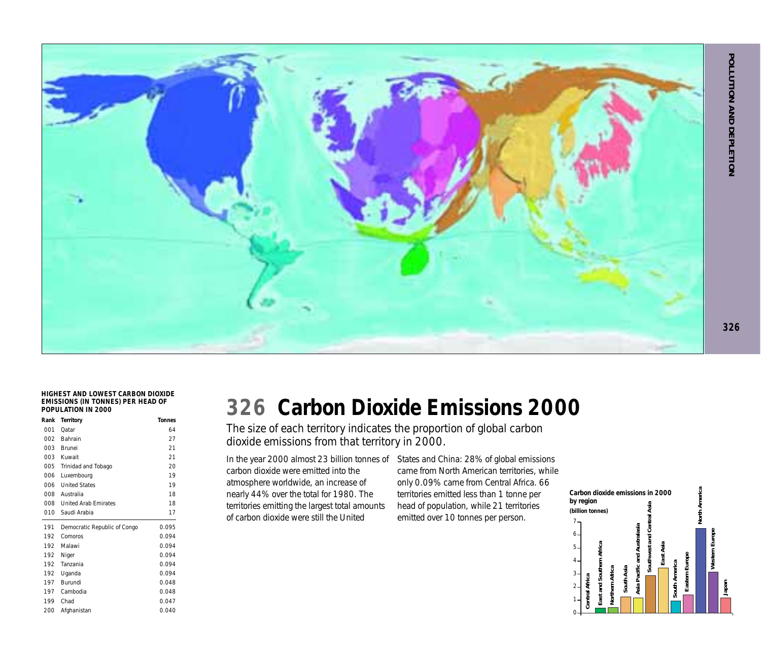# 326 Carbon Dioxide Emissions 2000

The size of each territory indicates the proportion of global carbon dioxide emissions from that territory in 2000.

In the year 2000 almost 23 billion tonnes of carbon dioxide were emitted into the atmosphere worldwide, an increase of nearly 44% over the total for 1980. The territories emitting the largest total amounts of carbon dioxide were still the United States and China: 28% of global emissions came from North American territories, while only 0.09% came from Central Africa. 66 territories emitted less than 1 tonne per head of population, while 21 territories emitted over 10 tonnes per person.

**HIGHEST AND LOWEST CARBON DIOXIDE EMISSIONS (IN TONNES) PER HEAD OF POPULATION IN 2000**

| Rank | Territory | Tonnes |
|---|---|---|
| 001 | Qatar | 64 |
| 002 | Bahrain | 27 |
| 003 | Brunei | 21 |
| 003 | Kuwait | 21 |
| 005 | Trinidad and Tobago | 20 |
| 006 | Luxembourg | 19 |
| 006 | United States | 19 |
| 008 | Australia | 18 |
| 008 | United Arab Emirates | 18 |
| 010 | Saudi Arabia | 17 |
| 191 | Democratic Republic of Congo | 0.095 |
| 192 | Comoros | 0.094 |
| 192 | Malawi | 0.094 |
| 192 | Niger | 0.094 |
| 192 | Tanzania | 0.094 |
| 192 | Uganda | 0.094 |
| 197 | Burundi | 0.048 |
| 197 | Cambodia | 0.048 |
| 199 | Chad | 0.047 |
| 200 | Afghanistan | 0.040 |

**Carbon dioxide emissions in 2000 by region (billion tonnes)**

Central Africa, East and Southern Africa, Northern Africa, South Asia, Asia Pacific and Australasia, Southwest and Central Asia, East Asia, South America, Eastern Europe, North America, Western Europe, Japan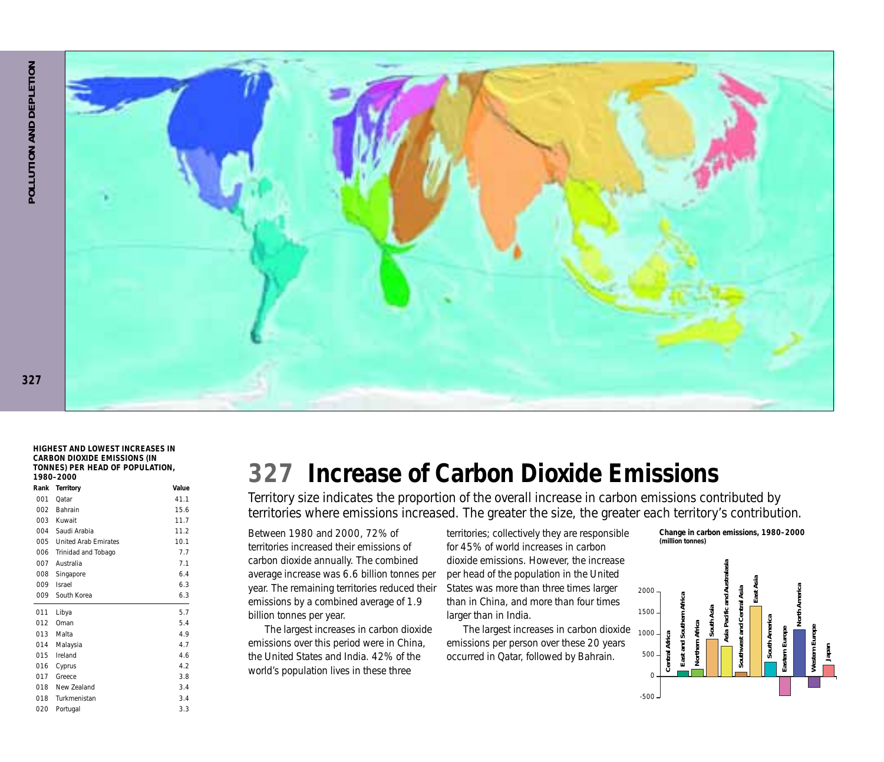# 327 Increase of Carbon Dioxide Emissions

Territory size indicates the proportion of the overall increase in carbon emissions contributed by territories where emissions increased. The greater the size, the greater each territory's contribution.

Between 1980 and 2000, 72% of territories increased their emissions of carbon dioxide annually. The combined average increase was 6.6 billion tonnes per year. The remaining territories reduced their emissions by a combined average of 1.9 billion tonnes per year.

The largest increases in carbon dioxide emissions over this period were in China, the United States and India. 42% of the world's population lives in these three territories; collectively they are responsible for 45% of world increases in carbon dioxide emissions. However, the increase per head of the population in the United States was more than three times larger than in China, and more than four times larger than in India.

The largest increases in carbon dioxide emissions per person over these 20 years occurred in Qatar, followed by Bahrain.

**HIGHEST AND LOWEST INCREASES IN CARBON DIOXIDE EMISSIONS (IN TONNES) PER HEAD OF POPULATION, 1980–2000**

| Rank | Territory | Value |
|---|---|---|
| 001 | Qatar | 41.1 |
| 002 | Bahrain | 15.6 |
| 003 | Kuwait | 11.7 |
| 004 | Saudi Arabia | 11.2 |
| 005 | United Arab Emirates | 10.1 |
| 006 | Trinidad and Tobago | 7.7 |
| 007 | Australia | 7.1 |
| 008 | Singapore | 6.4 |
| 009 | Israel | 6.3 |
| 009 | South Korea | 6.3 |
| 011 | Libya | 5.7 |
| 012 | Oman | 5.4 |
| 013 | Malta | 4.9 |
| 014 | Malaysia | 4.7 |
| 015 | Ireland | 4.6 |
| 016 | Cyprus | 4.2 |
| 017 | Greece | 3.8 |
| 018 | New Zealand | 3.4 |
| 018 | Turkmenistan | 3.4 |
| 020 | Portugal | 3.3 |

**Change in carbon emissions, 1980–2000 (million tonnes)**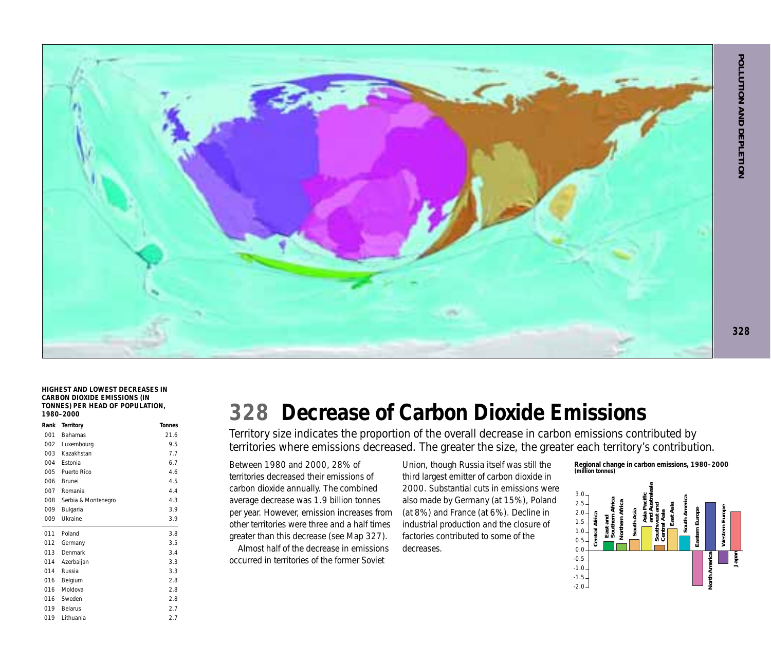# 328 Decrease of Carbon Dioxide Emissions

Territory size indicates the proportion of the overall decrease in carbon emissions contributed by territories where emissions decreased. The greater the size, the greater each territory's contribution.

Between 1980 and 2000, 28% of territories decreased their emissions of carbon dioxide annually. The combined average decrease was 1.9 billion tonnes per year. However, emission increases from other territories were three and a half times greater than this decrease (see Map 327).

Almost half of the decrease in emissions occurred in territories of the former Soviet Union, though Russia itself was still the third largest emitter of carbon dioxide in 2000. Substantial cuts in emissions were also made by Germany (at 15%), Poland (at 8%) and France (at 6%). Decline in industrial production and the closure of factories contributed to some of the decreases.

**HIGHEST AND LOWEST DECREASES IN CARBON DIOXIDE EMISSIONS (IN TONNES) PER HEAD OF POPULATION, 1980–2000**

| Rank | Territory | Tonnes |
|---|---|---|
| 001 | Bahamas | 21.6 |
| 002 | Luxembourg | 9.5 |
| 003 | Kazakhstan | 7.7 |
| 004 | Estonia | 6.7 |
| 005 | Puerto Rico | 4.6 |
| 006 | Brunei | 4.5 |
| 007 | Romania | 4.4 |
| 008 | Serbia & Montenegro | 4.3 |
| 009 | Bulgaria | 3.9 |
| 009 | Ukraine | 3.9 |
| 011 | Poland | 3.8 |
| 012 | Germany | 3.5 |
| 013 | Denmark | 3.4 |
| 014 | Azerbaijan | 3.3 |
| 014 | Russia | 3.3 |
| 016 | Belgium | 2.8 |
| 016 | Moldova | 2.8 |
| 016 | Sweden | 2.8 |
| 019 | Belarus | 2.7 |
| 019 | Lithuania | 2.7 |

**Regional change in carbon emissions, 1980–2000 (million tonnes)**

3.0
2.5
2.0
1.5
1.0
0.5
0.0
-0.5
-1.0
-1.5
-2.0

Central Africa
East and Southern Africa
Northern Africa
South Asia
Asia Pacific and Australasia
Southwest and Central Asia
East Asia
South America
Eastern Europe
North America
Western Europe
Japan